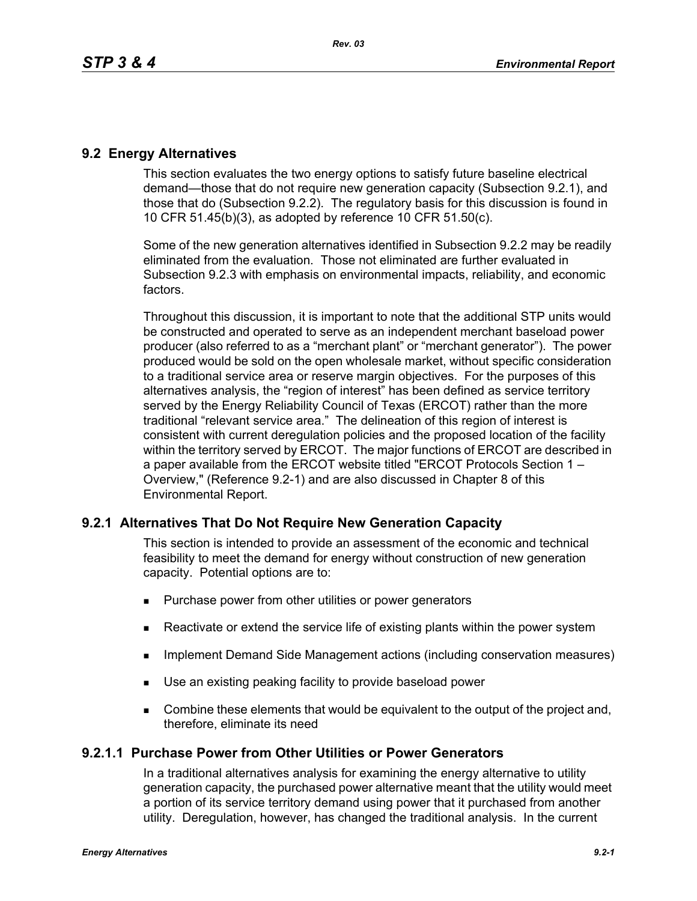## 9.2 Energy Alternatives

This section evaluates the two energy options to satisfy future baseline electrical demand—those that do not require new generation capacity (Subsection 9.2.1), and those that do (Subsection 9.2.2). The regulatory basis for this discussion is found in 10 CFR 51.45(b)(3), as adopted by reference 10 CFR 51.50(c).

Some of the new generation alternatives identified in Subsection 9.2.2 may be readily eliminated from the evaluation. Those not eliminated are further evaluated in Subsection 9.2.3 with emphasis on environmental impacts, reliability, and economic factors.

Throughout this discussion, it is important to note that the additional STP units would be constructed and operated to serve as an independent merchant baseload power producer (also referred to as a "merchant plant" or "merchant generator"). The power produced would be sold on the open wholesale market, without specific consideration to a traditional service area or reserve margin objectives. For the purposes of this alternatives analysis, the "region of interest" has been defined as service territory served by the Energy Reliability Council of Texas (ERCOT) rather than the more traditional "relevant service area." The delineation of this region of interest is consistent with current deregulation policies and the proposed location of the facility within the territory served by ERCOT. The major functions of ERCOT are described in a paper available from the ERCOT website titled "ERCOT Protocols Section 1 – Overview," (Reference 9.2-1) and are also discussed in Chapter 8 of this Environmental Report.

### 9.2.1 Alternatives That Do Not Require New Generation Capacity

This section is intended to provide an assessment of the economic and technical feasibility to meet the demand for energy without construction of new generation capacity. Potential options are to:

- Purchase power from other utilities or power generators
- Reactivate or extend the service life of existing plants within the power system
- Implement Demand Side Management actions (including conservation measures)
- Use an existing peaking facility to provide baseload power
- Combine these elements that would be equivalent to the output of the project and, therefore, eliminate its need

#### 9.2.1.1 Purchase Power from Other Utilities or Power Generators

In a traditional alternatives analysis for examining the energy alternative to utility generation capacity, the purchased power alternative meant that the utility would meet a portion of its service territory demand using power that it purchased from another utility. Deregulation, however, has changed the traditional analysis. In the current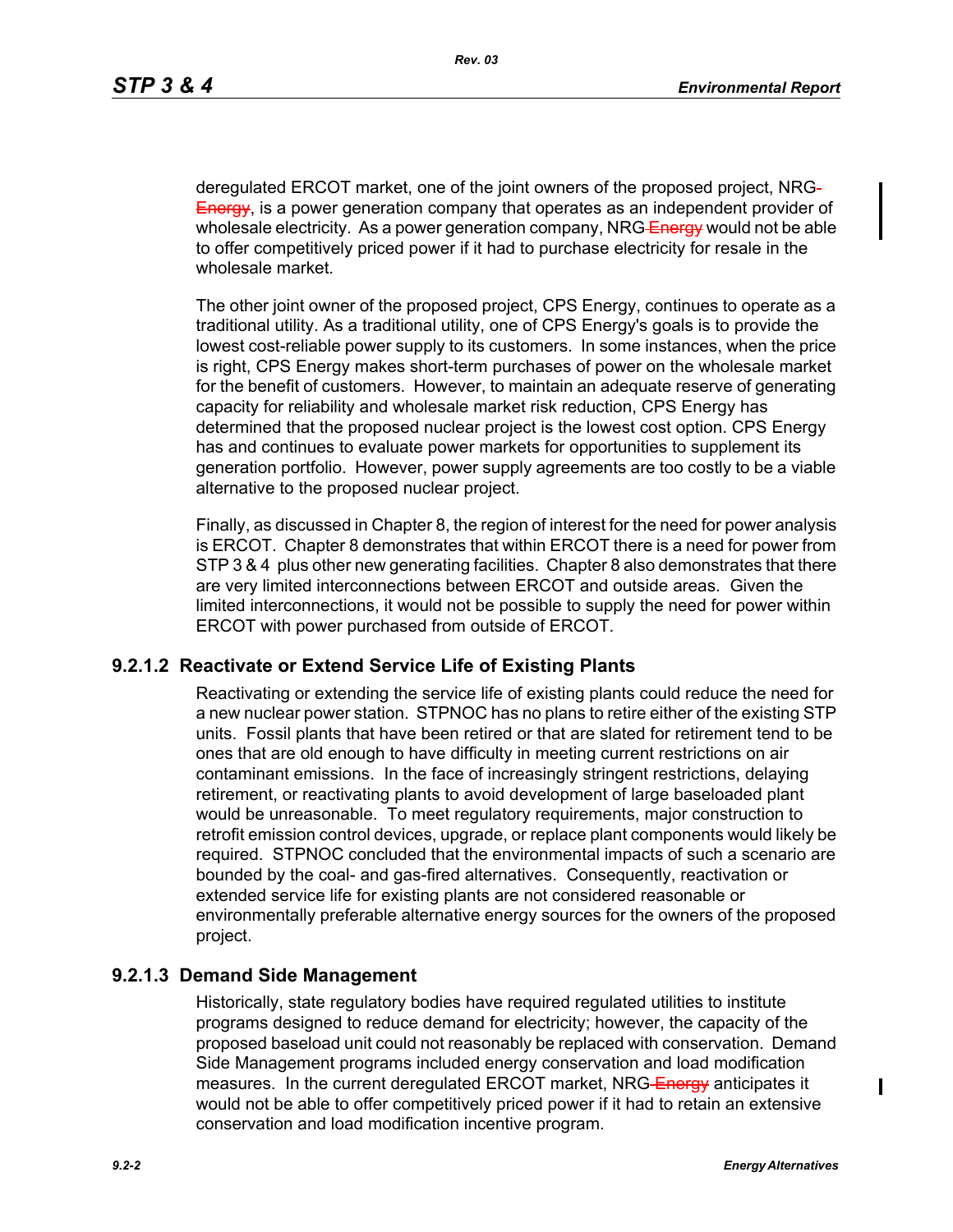deregulated ERCOT market, one of the joint owners of the proposed project, NRG ~~Energy~~, is a power generation company that operates as an independent provider of wholesale electricity. As a power generation company, NRG ~~Energy~~ would not be able to offer competitively priced power if it had to purchase electricity for resale in the wholesale market.

The other joint owner of the proposed project, CPS Energy, continues to operate as a traditional utility. As a traditional utility, one of CPS Energy's goals is to provide the lowest cost-reliable power supply to its customers. In some instances, when the price is right, CPS Energy makes short-term purchases of power on the wholesale market for the benefit of customers. However, to maintain an adequate reserve of generating capacity for reliability and wholesale market risk reduction, CPS Energy has determined that the proposed nuclear project is the lowest cost option. CPS Energy has and continues to evaluate power markets for opportunities to supplement its generation portfolio. However, power supply agreements are too costly to be a viable alternative to the proposed nuclear project.

Finally, as discussed in Chapter 8, the region of interest for the need for power analysis is ERCOT. Chapter 8 demonstrates that within ERCOT there is a need for power from STP 3 & 4 plus other new generating facilities. Chapter 8 also demonstrates that there are very limited interconnections between ERCOT and outside areas. Given the limited interconnections, it would not be possible to supply the need for power within ERCOT with power purchased from outside of ERCOT.

### 9.2.1.2 Reactivate or Extend Service Life of Existing Plants

Reactivating or extending the service life of existing plants could reduce the need for a new nuclear power station. STPNOC has no plans to retire either of the existing STP units. Fossil plants that have been retired or that are slated for retirement tend to be ones that are old enough to have difficulty in meeting current restrictions on air contaminant emissions. In the face of increasingly stringent restrictions, delaying retirement, or reactivating plants to avoid development of large baseloaded plant would be unreasonable. To meet regulatory requirements, major construction to retrofit emission control devices, upgrade, or replace plant components would likely be required. STPNOC concluded that the environmental impacts of such a scenario are bounded by the coal- and gas-fired alternatives. Consequently, reactivation or extended service life for existing plants are not considered reasonable or environmentally preferable alternative energy sources for the owners of the proposed project.

### 9.2.1.3 Demand Side Management

Historically, state regulatory bodies have required regulated utilities to institute programs designed to reduce demand for electricity; however, the capacity of the proposed baseload unit could not reasonably be replaced with conservation. Demand Side Management programs included energy conservation and load modification measures. In the current deregulated ERCOT market, NRG ~~Energy~~ anticipates it would not be able to offer competitively priced power if it had to retain an extensive conservation and load modification incentive program.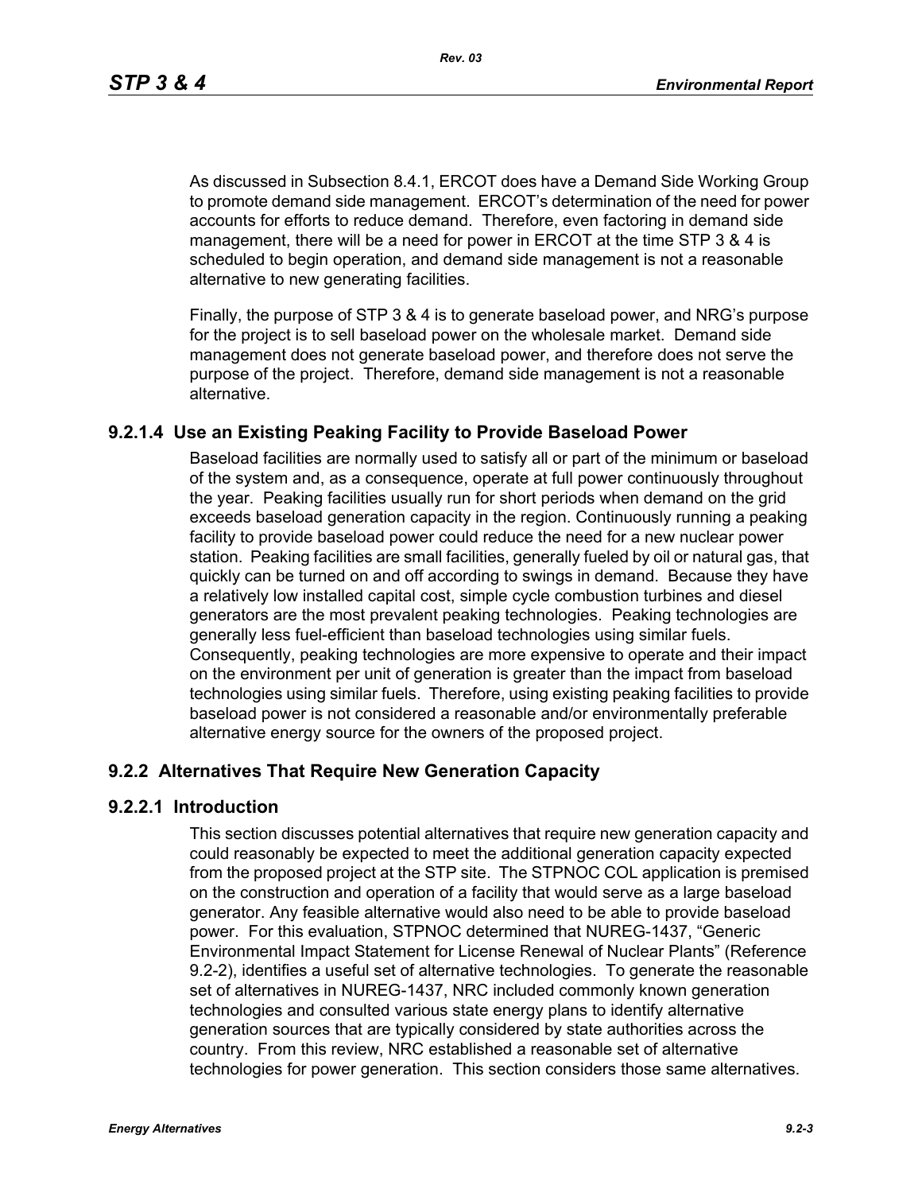As discussed in Subsection 8.4.1, ERCOT does have a Demand Side Working Group to promote demand side management. ERCOT's determination of the need for power accounts for efforts to reduce demand. Therefore, even factoring in demand side management, there will be a need for power in ERCOT at the time STP 3 & 4 is scheduled to begin operation, and demand side management is not a reasonable alternative to new generating facilities.

Finally, the purpose of STP 3 & 4 is to generate baseload power, and NRG's purpose for the project is to sell baseload power on the wholesale market. Demand side management does not generate baseload power, and therefore does not serve the purpose of the project. Therefore, demand side management is not a reasonable alternative.

#### 9.2.1.4 Use an Existing Peaking Facility to Provide Baseload Power

Baseload facilities are normally used to satisfy all or part of the minimum or baseload of the system and, as a consequence, operate at full power continuously throughout the year. Peaking facilities usually run for short periods when demand on the grid exceeds baseload generation capacity in the region. Continuously running a peaking facility to provide baseload power could reduce the need for a new nuclear power station. Peaking facilities are small facilities, generally fueled by oil or natural gas, that quickly can be turned on and off according to swings in demand. Because they have a relatively low installed capital cost, simple cycle combustion turbines and diesel generators are the most prevalent peaking technologies. Peaking technologies are generally less fuel-efficient than baseload technologies using similar fuels. Consequently, peaking technologies are more expensive to operate and their impact on the environment per unit of generation is greater than the impact from baseload technologies using similar fuels. Therefore, using existing peaking facilities to provide baseload power is not considered a reasonable and/or environmentally preferable alternative energy source for the owners of the proposed project.

### 9.2.2 Alternatives That Require New Generation Capacity

#### 9.2.2.1 Introduction

This section discusses potential alternatives that require new generation capacity and could reasonably be expected to meet the additional generation capacity expected from the proposed project at the STP site. The STPNOC COL application is premised on the construction and operation of a facility that would serve as a large baseload generator. Any feasible alternative would also need to be able to provide baseload power. For this evaluation, STPNOC determined that NUREG-1437, "Generic Environmental Impact Statement for License Renewal of Nuclear Plants" (Reference 9.2-2), identifies a useful set of alternative technologies. To generate the reasonable set of alternatives in NUREG-1437, NRC included commonly known generation technologies and consulted various state energy plans to identify alternative generation sources that are typically considered by state authorities across the country. From this review, NRC established a reasonable set of alternative technologies for power generation. This section considers those same alternatives.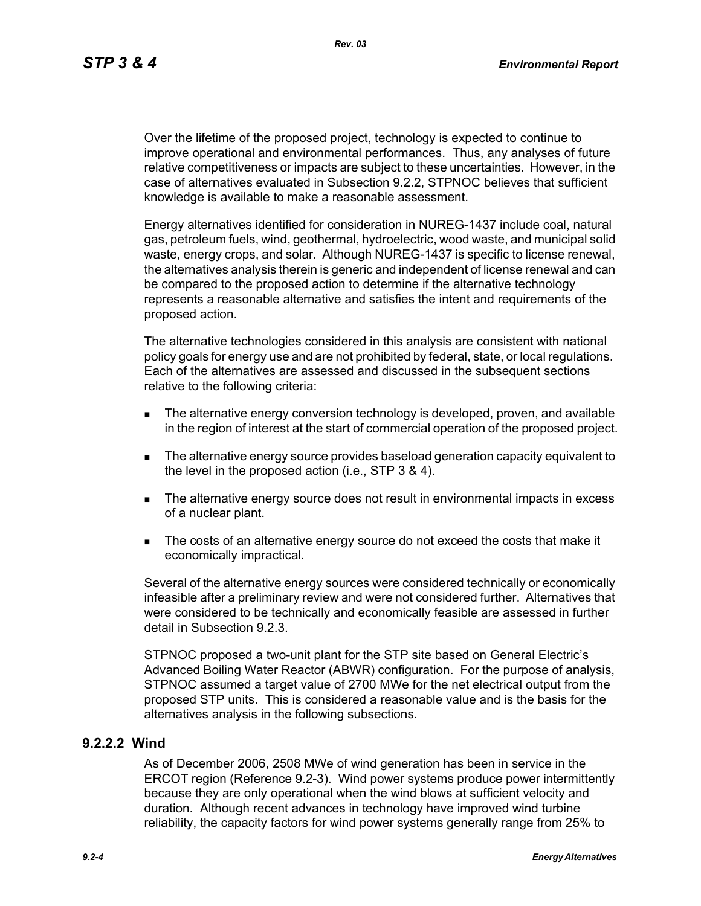Over the lifetime of the proposed project, technology is expected to continue to improve operational and environmental performances. Thus, any analyses of future relative competitiveness or impacts are subject to these uncertainties. However, in the case of alternatives evaluated in Subsection 9.2.2, STPNOC believes that sufficient knowledge is available to make a reasonable assessment.

Energy alternatives identified for consideration in NUREG-1437 include coal, natural gas, petroleum fuels, wind, geothermal, hydroelectric, wood waste, and municipal solid waste, energy crops, and solar. Although NUREG-1437 is specific to license renewal, the alternatives analysis therein is generic and independent of license renewal and can be compared to the proposed action to determine if the alternative technology represents a reasonable alternative and satisfies the intent and requirements of the proposed action.

The alternative technologies considered in this analysis are consistent with national policy goals for energy use and are not prohibited by federal, state, or local regulations. Each of the alternatives are assessed and discussed in the subsequent sections relative to the following criteria:

- The alternative energy conversion technology is developed, proven, and available in the region of interest at the start of commercial operation of the proposed project.
- The alternative energy source provides baseload generation capacity equivalent to the level in the proposed action (i.e., STP 3 & 4).
- The alternative energy source does not result in environmental impacts in excess of a nuclear plant.
- The costs of an alternative energy source do not exceed the costs that make it economically impractical.

Several of the alternative energy sources were considered technically or economically infeasible after a preliminary review and were not considered further. Alternatives that were considered to be technically and economically feasible are assessed in further detail in Subsection 9.2.3.

STPNOC proposed a two-unit plant for the STP site based on General Electric's Advanced Boiling Water Reactor (ABWR) configuration. For the purpose of analysis, STPNOC assumed a target value of 2700 MWe for the net electrical output from the proposed STP units. This is considered a reasonable value and is the basis for the alternatives analysis in the following subsections.

### 9.2.2.2 Wind

As of December 2006, 2508 MWe of wind generation has been in service in the ERCOT region (Reference 9.2-3). Wind power systems produce power intermittently because they are only operational when the wind blows at sufficient velocity and duration. Although recent advances in technology have improved wind turbine reliability, the capacity factors for wind power systems generally range from 25% to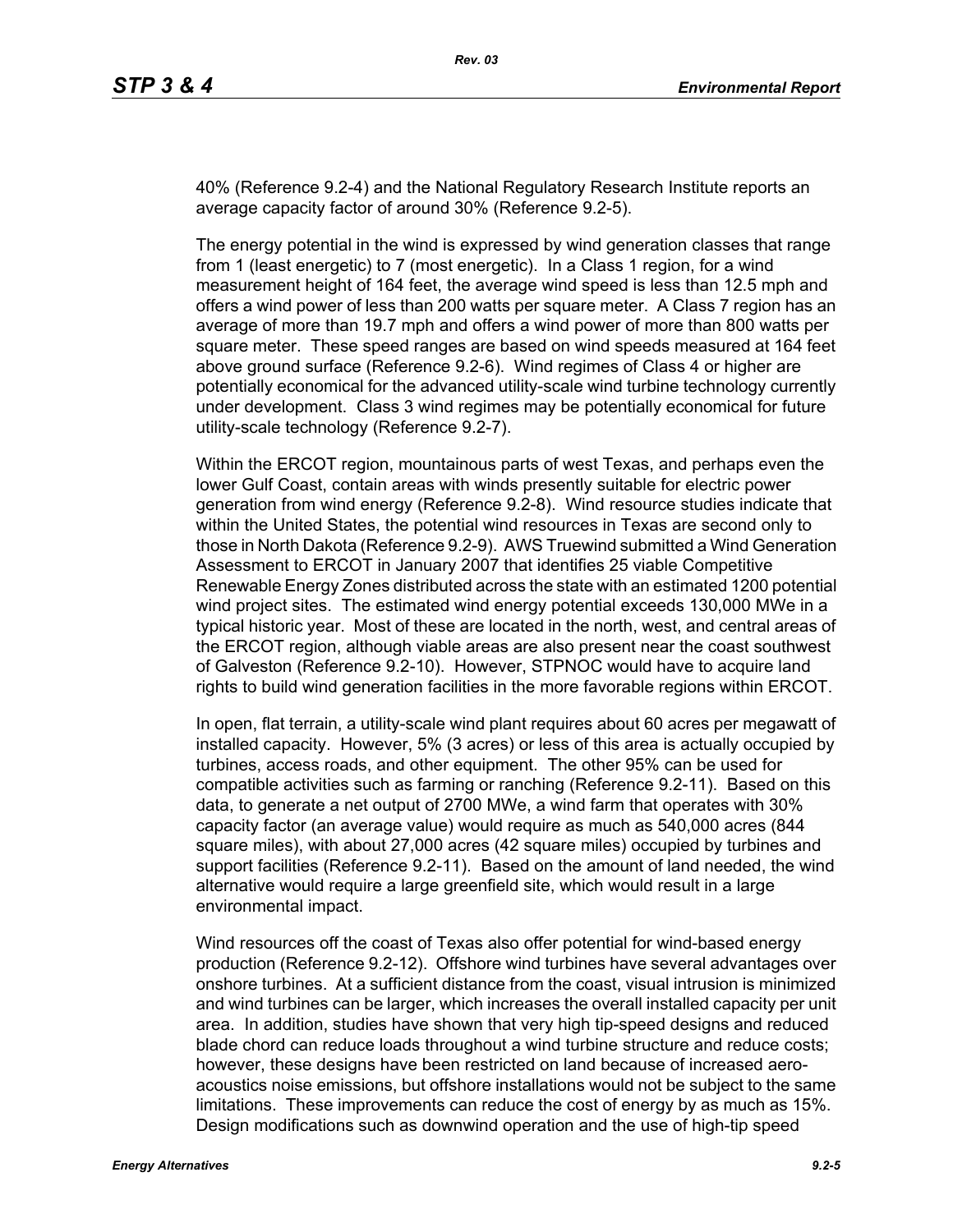40% (Reference 9.2-4) and the National Regulatory Research Institute reports an average capacity factor of around 30% (Reference 9.2-5).

The energy potential in the wind is expressed by wind generation classes that range from 1 (least energetic) to 7 (most energetic). In a Class 1 region, for a wind measurement height of 164 feet, the average wind speed is less than 12.5 mph and offers a wind power of less than 200 watts per square meter. A Class 7 region has an average of more than 19.7 mph and offers a wind power of more than 800 watts per square meter. These speed ranges are based on wind speeds measured at 164 feet above ground surface (Reference 9.2-6). Wind regimes of Class 4 or higher are potentially economical for the advanced utility-scale wind turbine technology currently under development. Class 3 wind regimes may be potentially economical for future utility-scale technology (Reference 9.2-7).

Within the ERCOT region, mountainous parts of west Texas, and perhaps even the lower Gulf Coast, contain areas with winds presently suitable for electric power generation from wind energy (Reference 9.2-8). Wind resource studies indicate that within the United States, the potential wind resources in Texas are second only to those in North Dakota (Reference 9.2-9). AWS Truewind submitted a Wind Generation Assessment to ERCOT in January 2007 that identifies 25 viable Competitive Renewable Energy Zones distributed across the state with an estimated 1200 potential wind project sites. The estimated wind energy potential exceeds 130,000 MWe in a typical historic year. Most of these are located in the north, west, and central areas of the ERCOT region, although viable areas are also present near the coast southwest of Galveston (Reference 9.2-10). However, STPNOC would have to acquire land rights to build wind generation facilities in the more favorable regions within ERCOT.

In open, flat terrain, a utility-scale wind plant requires about 60 acres per megawatt of installed capacity. However, 5% (3 acres) or less of this area is actually occupied by turbines, access roads, and other equipment. The other 95% can be used for compatible activities such as farming or ranching (Reference 9.2-11). Based on this data, to generate a net output of 2700 MWe, a wind farm that operates with 30% capacity factor (an average value) would require as much as 540,000 acres (844 square miles), with about 27,000 acres (42 square miles) occupied by turbines and support facilities (Reference 9.2-11). Based on the amount of land needed, the wind alternative would require a large greenfield site, which would result in a large environmental impact.

Wind resources off the coast of Texas also offer potential for wind-based energy production (Reference 9.2-12). Offshore wind turbines have several advantages over onshore turbines. At a sufficient distance from the coast, visual intrusion is minimized and wind turbines can be larger, which increases the overall installed capacity per unit area. In addition, studies have shown that very high tip-speed designs and reduced blade chord can reduce loads throughout a wind turbine structure and reduce costs; however, these designs have been restricted on land because of increased aero-acoustics noise emissions, but offshore installations would not be subject to the same limitations. These improvements can reduce the cost of energy by as much as 15%. Design modifications such as downwind operation and the use of high-tip speed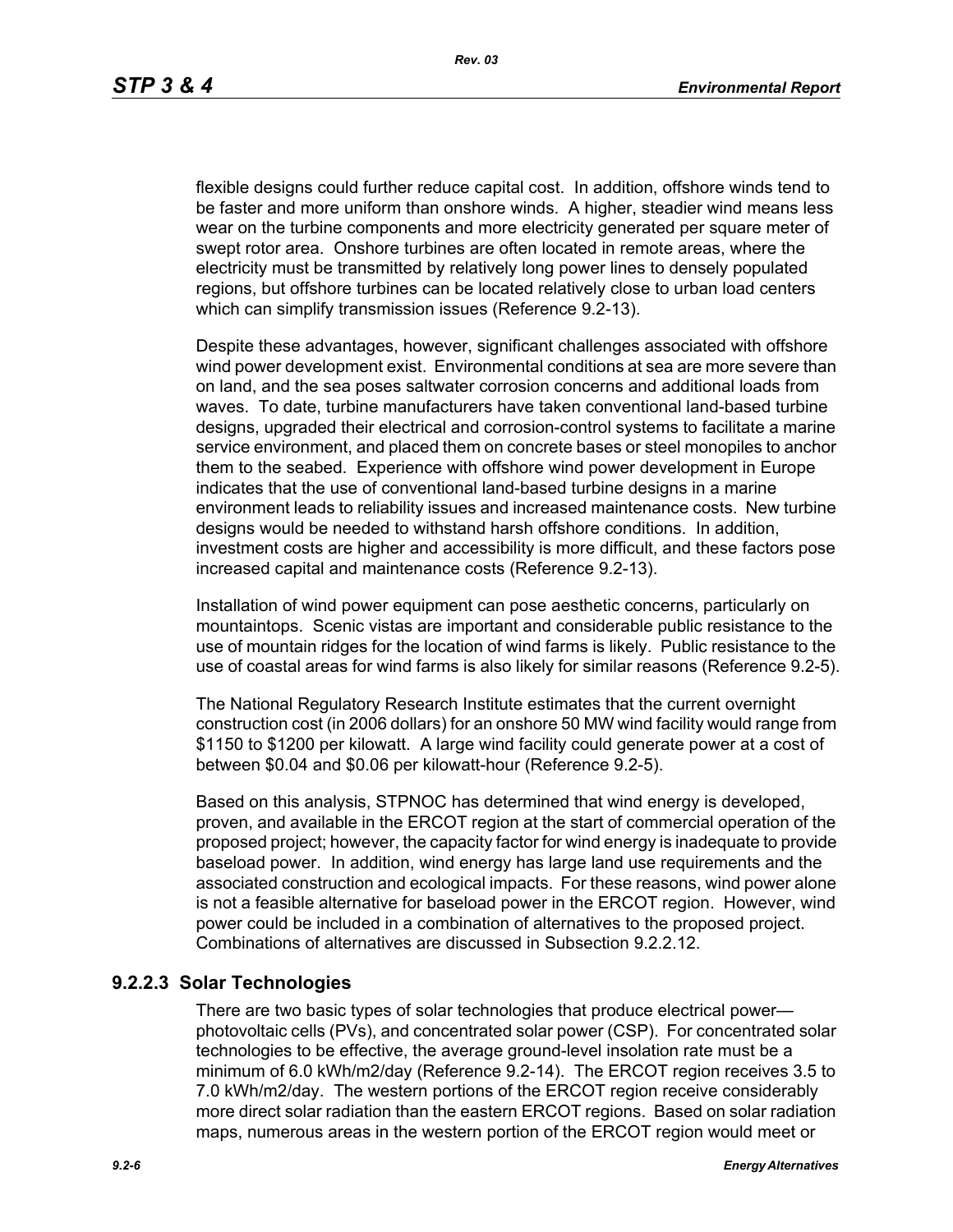flexible designs could further reduce capital cost. In addition, offshore winds tend to be faster and more uniform than onshore winds. A higher, steadier wind means less wear on the turbine components and more electricity generated per square meter of swept rotor area. Onshore turbines are often located in remote areas, where the electricity must be transmitted by relatively long power lines to densely populated regions, but offshore turbines can be located relatively close to urban load centers which can simplify transmission issues (Reference 9.2-13).

Despite these advantages, however, significant challenges associated with offshore wind power development exist. Environmental conditions at sea are more severe than on land, and the sea poses saltwater corrosion concerns and additional loads from waves. To date, turbine manufacturers have taken conventional land-based turbine designs, upgraded their electrical and corrosion-control systems to facilitate a marine service environment, and placed them on concrete bases or steel monopiles to anchor them to the seabed. Experience with offshore wind power development in Europe indicates that the use of conventional land-based turbine designs in a marine environment leads to reliability issues and increased maintenance costs. New turbine designs would be needed to withstand harsh offshore conditions. In addition, investment costs are higher and accessibility is more difficult, and these factors pose increased capital and maintenance costs (Reference 9.2-13).

Installation of wind power equipment can pose aesthetic concerns, particularly on mountaintops. Scenic vistas are important and considerable public resistance to the use of mountain ridges for the location of wind farms is likely. Public resistance to the use of coastal areas for wind farms is also likely for similar reasons (Reference 9.2-5).

The National Regulatory Research Institute estimates that the current overnight construction cost (in 2006 dollars) for an onshore 50 MW wind facility would range from \$1150 to \$1200 per kilowatt. A large wind facility could generate power at a cost of between \$0.04 and \$0.06 per kilowatt-hour (Reference 9.2-5).

Based on this analysis, STPNOC has determined that wind energy is developed, proven, and available in the ERCOT region at the start of commercial operation of the proposed project; however, the capacity factor for wind energy is inadequate to provide baseload power. In addition, wind energy has large land use requirements and the associated construction and ecological impacts. For these reasons, wind power alone is not a feasible alternative for baseload power in the ERCOT region. However, wind power could be included in a combination of alternatives to the proposed project. Combinations of alternatives are discussed in Subsection 9.2.2.12.

### 9.2.2.3 Solar Technologies

There are two basic types of solar technologies that produce electrical power—photovoltaic cells (PVs), and concentrated solar power (CSP). For concentrated solar technologies to be effective, the average ground-level insolation rate must be a minimum of 6.0 kWh/m2/day (Reference 9.2-14). The ERCOT region receives 3.5 to 7.0 kWh/m2/day. The western portions of the ERCOT region receive considerably more direct solar radiation than the eastern ERCOT regions. Based on solar radiation maps, numerous areas in the western portion of the ERCOT region would meet or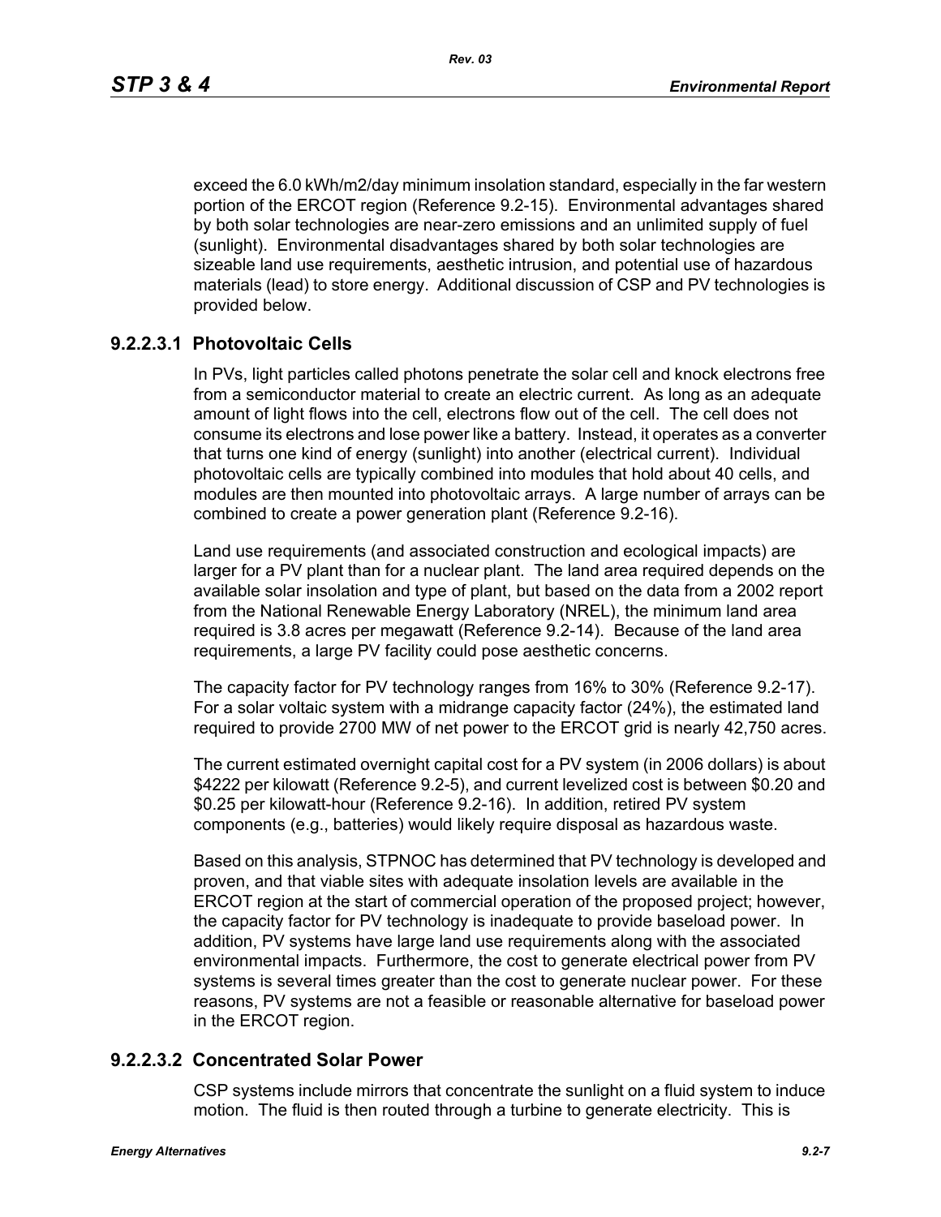exceed the 6.0 kWh/m2/day minimum insolation standard, especially in the far western portion of the ERCOT region (Reference 9.2-15). Environmental advantages shared by both solar technologies are near-zero emissions and an unlimited supply of fuel (sunlight). Environmental disadvantages shared by both solar technologies are sizeable land use requirements, aesthetic intrusion, and potential use of hazardous materials (lead) to store energy. Additional discussion of CSP and PV technologies is provided below.

### 9.2.2.3.1 Photovoltaic Cells

In PVs, light particles called photons penetrate the solar cell and knock electrons free from a semiconductor material to create an electric current. As long as an adequate amount of light flows into the cell, electrons flow out of the cell. The cell does not consume its electrons and lose power like a battery. Instead, it operates as a converter that turns one kind of energy (sunlight) into another (electrical current). Individual photovoltaic cells are typically combined into modules that hold about 40 cells, and modules are then mounted into photovoltaic arrays. A large number of arrays can be combined to create a power generation plant (Reference 9.2-16).

Land use requirements (and associated construction and ecological impacts) are larger for a PV plant than for a nuclear plant. The land area required depends on the available solar insolation and type of plant, but based on the data from a 2002 report from the National Renewable Energy Laboratory (NREL), the minimum land area required is 3.8 acres per megawatt (Reference 9.2-14). Because of the land area requirements, a large PV facility could pose aesthetic concerns.

The capacity factor for PV technology ranges from 16% to 30% (Reference 9.2-17). For a solar voltaic system with a midrange capacity factor (24%), the estimated land required to provide 2700 MW of net power to the ERCOT grid is nearly 42,750 acres.

The current estimated overnight capital cost for a PV system (in 2006 dollars) is about $4222 per kilowatt (Reference 9.2-5), and current levelized cost is between $0.20 and $0.25 per kilowatt-hour (Reference 9.2-16). In addition, retired PV system components (e.g., batteries) would likely require disposal as hazardous waste.

Based on this analysis, STPNOC has determined that PV technology is developed and proven, and that viable sites with adequate insolation levels are available in the ERCOT region at the start of commercial operation of the proposed project; however, the capacity factor for PV technology is inadequate to provide baseload power. In addition, PV systems have large land use requirements along with the associated environmental impacts. Furthermore, the cost to generate electrical power from PV systems is several times greater than the cost to generate nuclear power. For these reasons, PV systems are not a feasible or reasonable alternative for baseload power in the ERCOT region.

### 9.2.2.3.2 Concentrated Solar Power

CSP systems include mirrors that concentrate the sunlight on a fluid system to induce motion. The fluid is then routed through a turbine to generate electricity. This is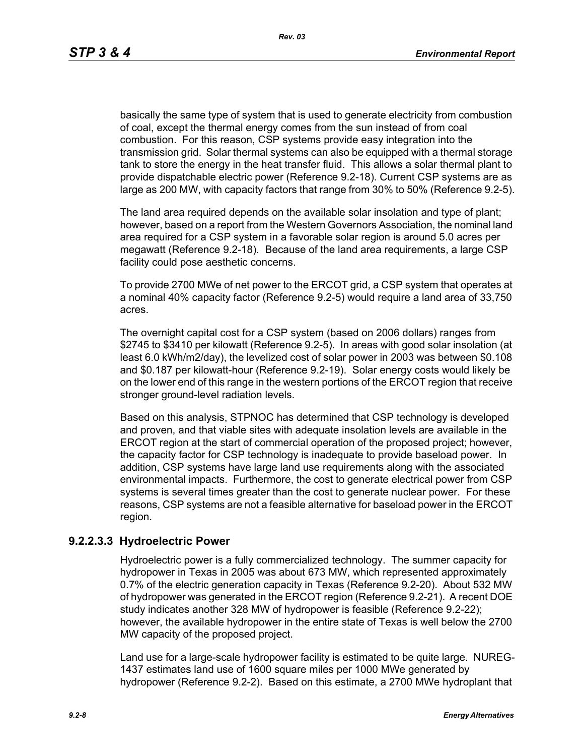basically the same type of system that is used to generate electricity from combustion of coal, except the thermal energy comes from the sun instead of from coal combustion. For this reason, CSP systems provide easy integration into the transmission grid. Solar thermal systems can also be equipped with a thermal storage tank to store the energy in the heat transfer fluid. This allows a solar thermal plant to provide dispatchable electric power (Reference 9.2-18). Current CSP systems are as large as 200 MW, with capacity factors that range from 30% to 50% (Reference 9.2-5).

The land area required depends on the available solar insolation and type of plant; however, based on a report from the Western Governors Association, the nominal land area required for a CSP system in a favorable solar region is around 5.0 acres per megawatt (Reference 9.2-18). Because of the land area requirements, a large CSP facility could pose aesthetic concerns.

To provide 2700 MWe of net power to the ERCOT grid, a CSP system that operates at a nominal 40% capacity factor (Reference 9.2-5) would require a land area of 33,750 acres.

The overnight capital cost for a CSP system (based on 2006 dollars) ranges from $2745 to $3410 per kilowatt (Reference 9.2-5). In areas with good solar insolation (at least 6.0 kWh/m2/day), the levelized cost of solar power in 2003 was between $0.108 and $0.187 per kilowatt-hour (Reference 9.2-19). Solar energy costs would likely be on the lower end of this range in the western portions of the ERCOT region that receive stronger ground-level radiation levels.

Based on this analysis, STPNOC has determined that CSP technology is developed and proven, and that viable sites with adequate insolation levels are available in the ERCOT region at the start of commercial operation of the proposed project; however, the capacity factor for CSP technology is inadequate to provide baseload power. In addition, CSP systems have large land use requirements along with the associated environmental impacts. Furthermore, the cost to generate electrical power from CSP systems is several times greater than the cost to generate nuclear power. For these reasons, CSP systems are not a feasible alternative for baseload power in the ERCOT region.

#### 9.2.2.3.3 Hydroelectric Power

Hydroelectric power is a fully commercialized technology. The summer capacity for hydropower in Texas in 2005 was about 673 MW, which represented approximately 0.7% of the electric generation capacity in Texas (Reference 9.2-20). About 532 MW of hydropower was generated in the ERCOT region (Reference 9.2-21). A recent DOE study indicates another 328 MW of hydropower is feasible (Reference 9.2-22); however, the available hydropower in the entire state of Texas is well below the 2700 MW capacity of the proposed project.

Land use for a large-scale hydropower facility is estimated to be quite large. NUREG-1437 estimates land use of 1600 square miles per 1000 MWe generated by hydropower (Reference 9.2-2). Based on this estimate, a 2700 MWe hydroplant that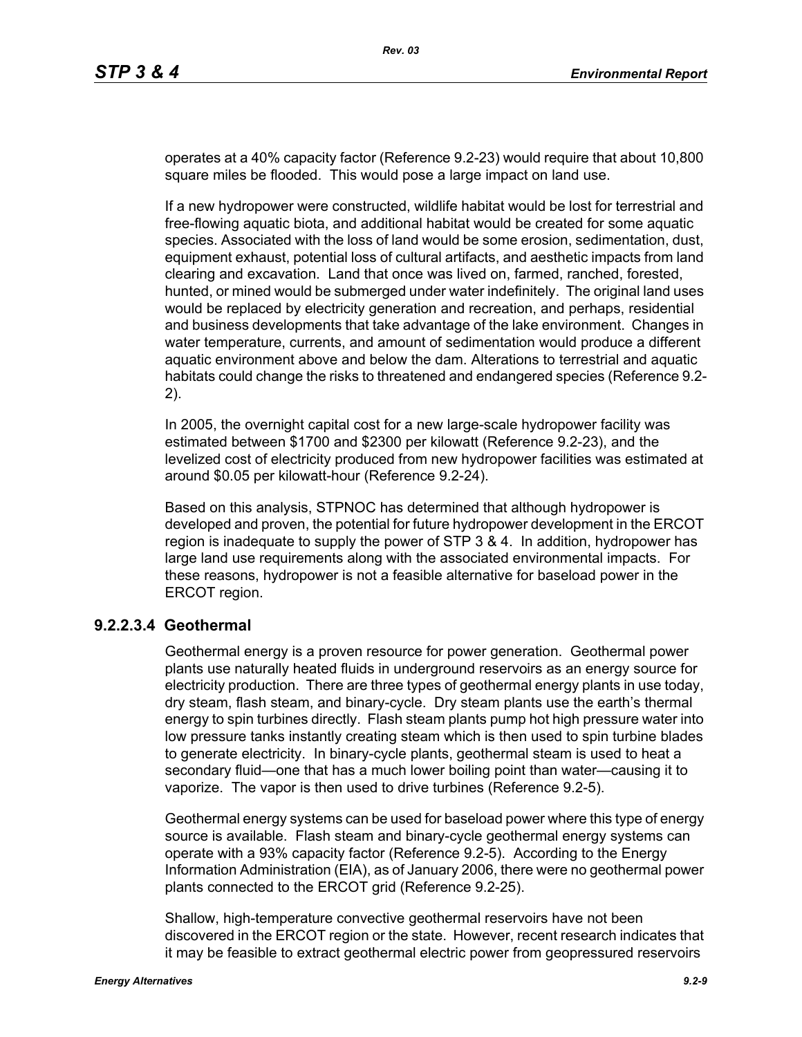operates at a 40% capacity factor (Reference 9.2-23) would require that about 10,800 square miles be flooded. This would pose a large impact on land use.

If a new hydropower were constructed, wildlife habitat would be lost for terrestrial and free-flowing aquatic biota, and additional habitat would be created for some aquatic species. Associated with the loss of land would be some erosion, sedimentation, dust, equipment exhaust, potential loss of cultural artifacts, and aesthetic impacts from land clearing and excavation. Land that once was lived on, farmed, ranched, forested, hunted, or mined would be submerged under water indefinitely. The original land uses would be replaced by electricity generation and recreation, and perhaps, residential and business developments that take advantage of the lake environment. Changes in water temperature, currents, and amount of sedimentation would produce a different aquatic environment above and below the dam. Alterations to terrestrial and aquatic habitats could change the risks to threatened and endangered species (Reference 9.2-2).

In 2005, the overnight capital cost for a new large-scale hydropower facility was estimated between $1700 and $2300 per kilowatt (Reference 9.2-23), and the levelized cost of electricity produced from new hydropower facilities was estimated at around $0.05 per kilowatt-hour (Reference 9.2-24).

Based on this analysis, STPNOC has determined that although hydropower is developed and proven, the potential for future hydropower development in the ERCOT region is inadequate to supply the power of STP 3 & 4. In addition, hydropower has large land use requirements along with the associated environmental impacts. For these reasons, hydropower is not a feasible alternative for baseload power in the ERCOT region.

#### 9.2.2.3.4 Geothermal

Geothermal energy is a proven resource for power generation. Geothermal power plants use naturally heated fluids in underground reservoirs as an energy source for electricity production. There are three types of geothermal energy plants in use today, dry steam, flash steam, and binary-cycle. Dry steam plants use the earth's thermal energy to spin turbines directly. Flash steam plants pump hot high pressure water into low pressure tanks instantly creating steam which is then used to spin turbine blades to generate electricity. In binary-cycle plants, geothermal steam is used to heat a secondary fluid—one that has a much lower boiling point than water—causing it to vaporize. The vapor is then used to drive turbines (Reference 9.2-5).

Geothermal energy systems can be used for baseload power where this type of energy source is available. Flash steam and binary-cycle geothermal energy systems can operate with a 93% capacity factor (Reference 9.2-5). According to the Energy Information Administration (EIA), as of January 2006, there were no geothermal power plants connected to the ERCOT grid (Reference 9.2-25).

Shallow, high-temperature convective geothermal reservoirs have not been discovered in the ERCOT region or the state. However, recent research indicates that it may be feasible to extract geothermal electric power from geopressured reservoirs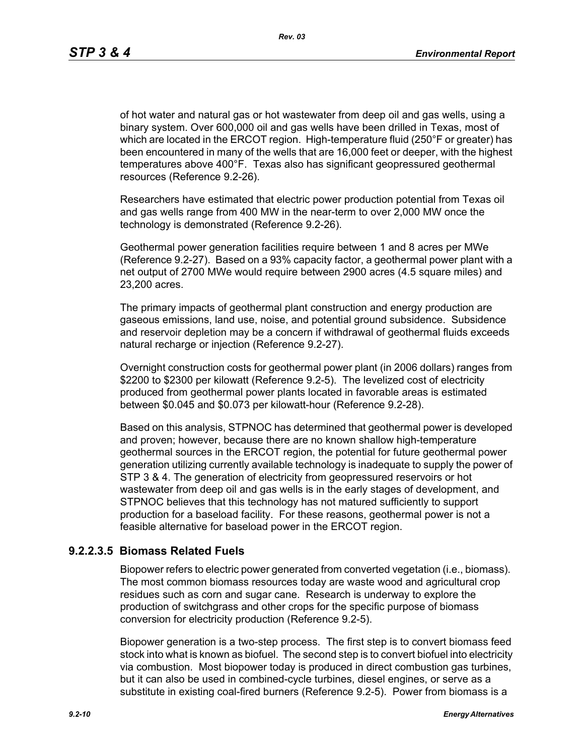of hot water and natural gas or hot wastewater from deep oil and gas wells, using a binary system. Over 600,000 oil and gas wells have been drilled in Texas, most of which are located in the ERCOT region. High-temperature fluid (250°F or greater) has been encountered in many of the wells that are 16,000 feet or deeper, with the highest temperatures above 400°F. Texas also has significant geopressured geothermal resources (Reference 9.2-26).

Researchers have estimated that electric power production potential from Texas oil and gas wells range from 400 MW in the near-term to over 2,000 MW once the technology is demonstrated (Reference 9.2-26).

Geothermal power generation facilities require between 1 and 8 acres per MWe (Reference 9.2-27). Based on a 93% capacity factor, a geothermal power plant with a net output of 2700 MWe would require between 2900 acres (4.5 square miles) and 23,200 acres.

The primary impacts of geothermal plant construction and energy production are gaseous emissions, land use, noise, and potential ground subsidence. Subsidence and reservoir depletion may be a concern if withdrawal of geothermal fluids exceeds natural recharge or injection (Reference 9.2-27).

Overnight construction costs for geothermal power plant (in 2006 dollars) ranges from \$2200 to \$2300 per kilowatt (Reference 9.2-5). The levelized cost of electricity produced from geothermal power plants located in favorable areas is estimated between \$0.045 and \$0.073 per kilowatt-hour (Reference 9.2-28).

Based on this analysis, STPNOC has determined that geothermal power is developed and proven; however, because there are no known shallow high-temperature geothermal sources in the ERCOT region, the potential for future geothermal power generation utilizing currently available technology is inadequate to supply the power of STP 3 & 4. The generation of electricity from geopressured reservoirs or hot wastewater from deep oil and gas wells is in the early stages of development, and STPNOC believes that this technology has not matured sufficiently to support production for a baseload facility. For these reasons, geothermal power is not a feasible alternative for baseload power in the ERCOT region.

### 9.2.2.3.5 Biomass Related Fuels

Biopower refers to electric power generated from converted vegetation (i.e., biomass). The most common biomass resources today are waste wood and agricultural crop residues such as corn and sugar cane. Research is underway to explore the production of switchgrass and other crops for the specific purpose of biomass conversion for electricity production (Reference 9.2-5).

Biopower generation is a two-step process. The first step is to convert biomass feed stock into what is known as biofuel. The second step is to convert biofuel into electricity via combustion. Most biopower today is produced in direct combustion gas turbines, but it can also be used in combined-cycle turbines, diesel engines, or serve as a substitute in existing coal-fired burners (Reference 9.2-5). Power from biomass is a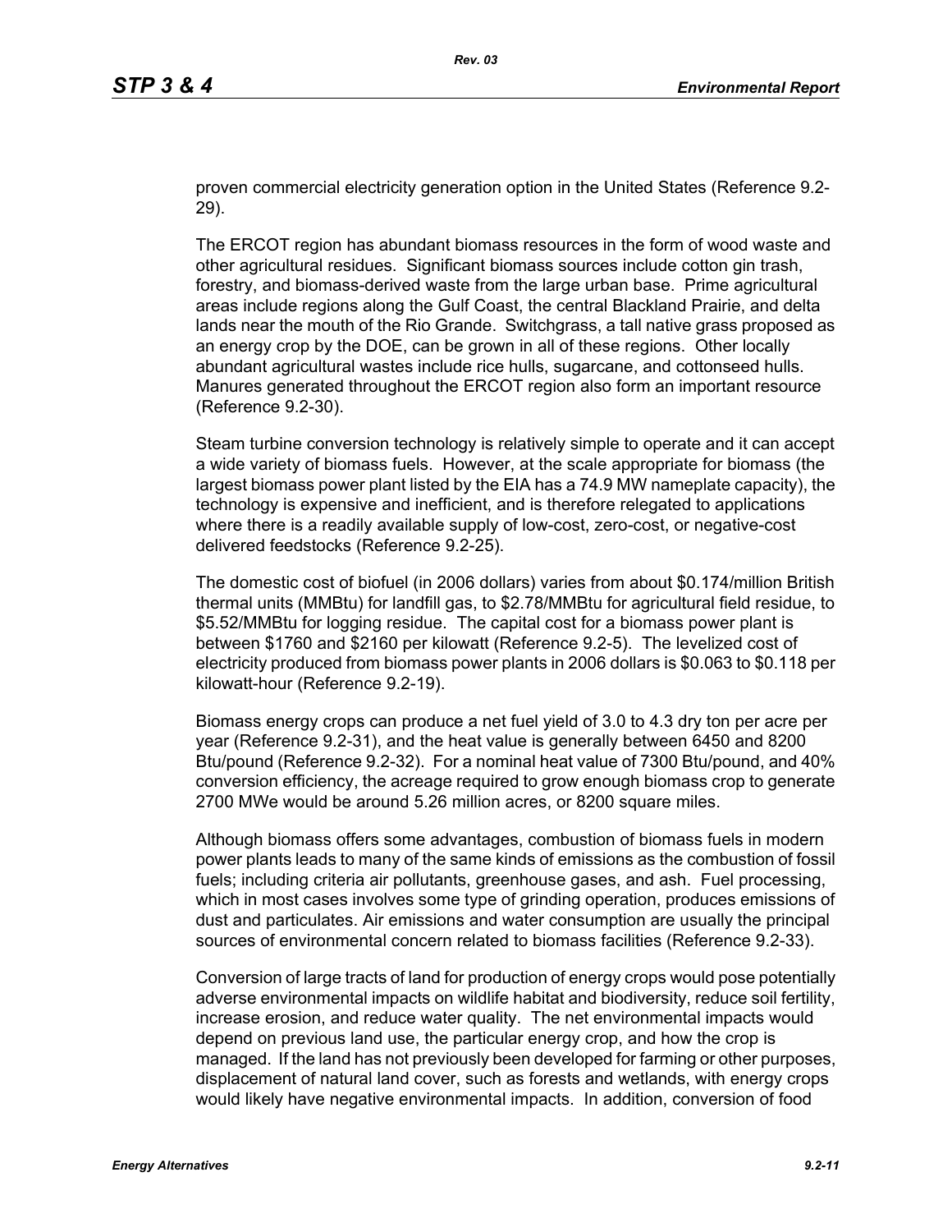proven commercial electricity generation option in the United States (Reference 9.2-29).

The ERCOT region has abundant biomass resources in the form of wood waste and other agricultural residues. Significant biomass sources include cotton gin trash, forestry, and biomass-derived waste from the large urban base. Prime agricultural areas include regions along the Gulf Coast, the central Blackland Prairie, and delta lands near the mouth of the Rio Grande. Switchgrass, a tall native grass proposed as an energy crop by the DOE, can be grown in all of these regions. Other locally abundant agricultural wastes include rice hulls, sugarcane, and cottonseed hulls. Manures generated throughout the ERCOT region also form an important resource (Reference 9.2-30).

Steam turbine conversion technology is relatively simple to operate and it can accept a wide variety of biomass fuels. However, at the scale appropriate for biomass (the largest biomass power plant listed by the EIA has a 74.9 MW nameplate capacity), the technology is expensive and inefficient, and is therefore relegated to applications where there is a readily available supply of low-cost, zero-cost, or negative-cost delivered feedstocks (Reference 9.2-25).

The domestic cost of biofuel (in 2006 dollars) varies from about $0.174/million British thermal units (MMBtu) for landfill gas, to $2.78/MMBtu for agricultural field residue, to $5.52/MMBtu for logging residue. The capital cost for a biomass power plant is between $1760 and $2160 per kilowatt (Reference 9.2-5). The levelized cost of electricity produced from biomass power plants in 2006 dollars is $0.063 to $0.118 per kilowatt-hour (Reference 9.2-19).

Biomass energy crops can produce a net fuel yield of 3.0 to 4.3 dry ton per acre per year (Reference 9.2-31), and the heat value is generally between 6450 and 8200 Btu/pound (Reference 9.2-32). For a nominal heat value of 7300 Btu/pound, and 40% conversion efficiency, the acreage required to grow enough biomass crop to generate 2700 MWe would be around 5.26 million acres, or 8200 square miles.

Although biomass offers some advantages, combustion of biomass fuels in modern power plants leads to many of the same kinds of emissions as the combustion of fossil fuels; including criteria air pollutants, greenhouse gases, and ash. Fuel processing, which in most cases involves some type of grinding operation, produces emissions of dust and particulates. Air emissions and water consumption are usually the principal sources of environmental concern related to biomass facilities (Reference 9.2-33).

Conversion of large tracts of land for production of energy crops would pose potentially adverse environmental impacts on wildlife habitat and biodiversity, reduce soil fertility, increase erosion, and reduce water quality. The net environmental impacts would depend on previous land use, the particular energy crop, and how the crop is managed. If the land has not previously been developed for farming or other purposes, displacement of natural land cover, such as forests and wetlands, with energy crops would likely have negative environmental impacts. In addition, conversion of food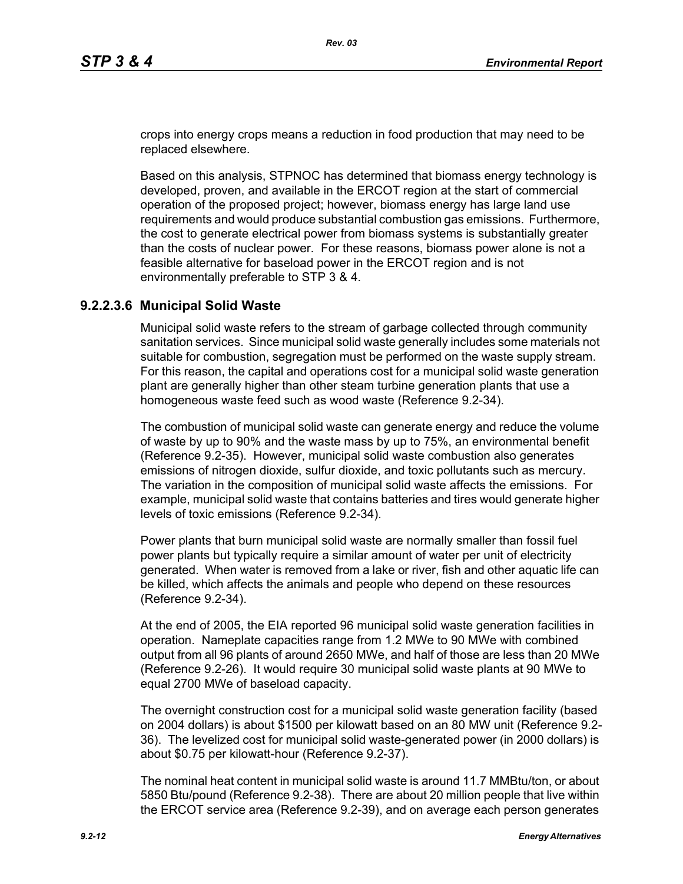crops into energy crops means a reduction in food production that may need to be replaced elsewhere.

Based on this analysis, STPNOC has determined that biomass energy technology is developed, proven, and available in the ERCOT region at the start of commercial operation of the proposed project; however, biomass energy has large land use requirements and would produce substantial combustion gas emissions. Furthermore, the cost to generate electrical power from biomass systems is substantially greater than the costs of nuclear power. For these reasons, biomass power alone is not a feasible alternative for baseload power in the ERCOT region and is not environmentally preferable to STP 3 & 4.

### 9.2.2.3.6 Municipal Solid Waste

Municipal solid waste refers to the stream of garbage collected through community sanitation services. Since municipal solid waste generally includes some materials not suitable for combustion, segregation must be performed on the waste supply stream. For this reason, the capital and operations cost for a municipal solid waste generation plant are generally higher than other steam turbine generation plants that use a homogeneous waste feed such as wood waste (Reference 9.2-34).

The combustion of municipal solid waste can generate energy and reduce the volume of waste by up to 90% and the waste mass by up to 75%, an environmental benefit (Reference 9.2-35). However, municipal solid waste combustion also generates emissions of nitrogen dioxide, sulfur dioxide, and toxic pollutants such as mercury. The variation in the composition of municipal solid waste affects the emissions. For example, municipal solid waste that contains batteries and tires would generate higher levels of toxic emissions (Reference 9.2-34).

Power plants that burn municipal solid waste are normally smaller than fossil fuel power plants but typically require a similar amount of water per unit of electricity generated. When water is removed from a lake or river, fish and other aquatic life can be killed, which affects the animals and people who depend on these resources (Reference 9.2-34).

At the end of 2005, the EIA reported 96 municipal solid waste generation facilities in operation. Nameplate capacities range from 1.2 MWe to 90 MWe with combined output from all 96 plants of around 2650 MWe, and half of those are less than 20 MWe (Reference 9.2-26). It would require 30 municipal solid waste plants at 90 MWe to equal 2700 MWe of baseload capacity.

The overnight construction cost for a municipal solid waste generation facility (based on 2004 dollars) is about $1500 per kilowatt based on an 80 MW unit (Reference 9.2-36). The levelized cost for municipal solid waste-generated power (in 2000 dollars) is about $0.75 per kilowatt-hour (Reference 9.2-37).

The nominal heat content in municipal solid waste is around 11.7 MMBtu/ton, or about 5850 Btu/pound (Reference 9.2-38). There are about 20 million people that live within the ERCOT service area (Reference 9.2-39), and on average each person generates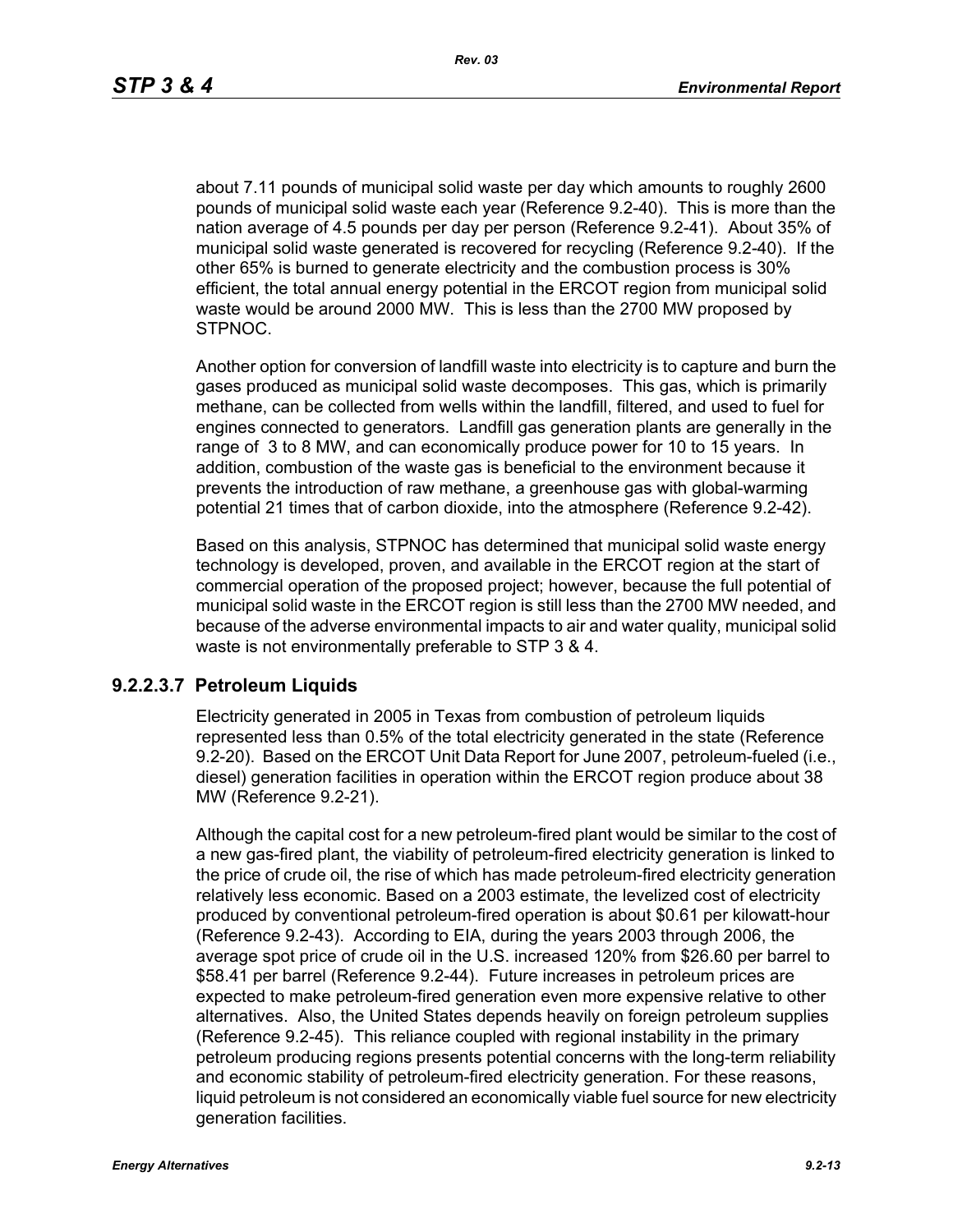about 7.11 pounds of municipal solid waste per day which amounts to roughly 2600 pounds of municipal solid waste each year (Reference 9.2-40). This is more than the nation average of 4.5 pounds per day per person (Reference 9.2-41). About 35% of municipal solid waste generated is recovered for recycling (Reference 9.2-40). If the other 65% is burned to generate electricity and the combustion process is 30% efficient, the total annual energy potential in the ERCOT region from municipal solid waste would be around 2000 MW. This is less than the 2700 MW proposed by STPNOC.

Another option for conversion of landfill waste into electricity is to capture and burn the gases produced as municipal solid waste decomposes. This gas, which is primarily methane, can be collected from wells within the landfill, filtered, and used to fuel for engines connected to generators. Landfill gas generation plants are generally in the range of 3 to 8 MW, and can economically produce power for 10 to 15 years. In addition, combustion of the waste gas is beneficial to the environment because it prevents the introduction of raw methane, a greenhouse gas with global-warming potential 21 times that of carbon dioxide, into the atmosphere (Reference 9.2-42).

Based on this analysis, STPNOC has determined that municipal solid waste energy technology is developed, proven, and available in the ERCOT region at the start of commercial operation of the proposed project; however, because the full potential of municipal solid waste in the ERCOT region is still less than the 2700 MW needed, and because of the adverse environmental impacts to air and water quality, municipal solid waste is not environmentally preferable to STP 3 & 4.

### 9.2.2.3.7 Petroleum Liquids

Electricity generated in 2005 in Texas from combustion of petroleum liquids represented less than 0.5% of the total electricity generated in the state (Reference 9.2-20). Based on the ERCOT Unit Data Report for June 2007, petroleum-fueled (i.e., diesel) generation facilities in operation within the ERCOT region produce about 38 MW (Reference 9.2-21).

Although the capital cost for a new petroleum-fired plant would be similar to the cost of a new gas-fired plant, the viability of petroleum-fired electricity generation is linked to the price of crude oil, the rise of which has made petroleum-fired electricity generation relatively less economic. Based on a 2003 estimate, the levelized cost of electricity produced by conventional petroleum-fired operation is about $0.61 per kilowatt-hour (Reference 9.2-43). According to EIA, during the years 2003 through 2006, the average spot price of crude oil in the U.S. increased 120% from $26.60 per barrel to $58.41 per barrel (Reference 9.2-44). Future increases in petroleum prices are expected to make petroleum-fired generation even more expensive relative to other alternatives. Also, the United States depends heavily on foreign petroleum supplies (Reference 9.2-45). This reliance coupled with regional instability in the primary petroleum producing regions presents potential concerns with the long-term reliability and economic stability of petroleum-fired electricity generation. For these reasons, liquid petroleum is not considered an economically viable fuel source for new electricity generation facilities.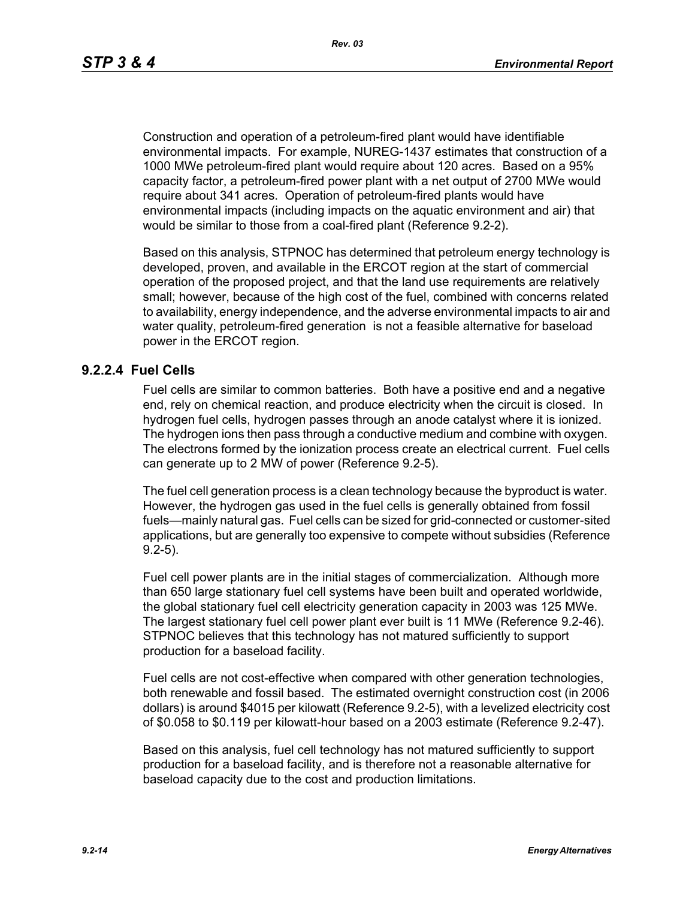Construction and operation of a petroleum-fired plant would have identifiable environmental impacts. For example, NUREG-1437 estimates that construction of a 1000 MWe petroleum-fired plant would require about 120 acres. Based on a 95% capacity factor, a petroleum-fired power plant with a net output of 2700 MWe would require about 341 acres. Operation of petroleum-fired plants would have environmental impacts (including impacts on the aquatic environment and air) that would be similar to those from a coal-fired plant (Reference 9.2-2).

Based on this analysis, STPNOC has determined that petroleum energy technology is developed, proven, and available in the ERCOT region at the start of commercial operation of the proposed project, and that the land use requirements are relatively small; however, because of the high cost of the fuel, combined with concerns related to availability, energy independence, and the adverse environmental impacts to air and water quality, petroleum-fired generation is not a feasible alternative for baseload power in the ERCOT region.

### 9.2.2.4 Fuel Cells

Fuel cells are similar to common batteries. Both have a positive end and a negative end, rely on chemical reaction, and produce electricity when the circuit is closed. In hydrogen fuel cells, hydrogen passes through an anode catalyst where it is ionized. The hydrogen ions then pass through a conductive medium and combine with oxygen. The electrons formed by the ionization process create an electrical current. Fuel cells can generate up to 2 MW of power (Reference 9.2-5).

The fuel cell generation process is a clean technology because the byproduct is water. However, the hydrogen gas used in the fuel cells is generally obtained from fossil fuels—mainly natural gas. Fuel cells can be sized for grid-connected or customer-sited applications, but are generally too expensive to compete without subsidies (Reference 9.2-5).

Fuel cell power plants are in the initial stages of commercialization. Although more than 650 large stationary fuel cell systems have been built and operated worldwide, the global stationary fuel cell electricity generation capacity in 2003 was 125 MWe. The largest stationary fuel cell power plant ever built is 11 MWe (Reference 9.2-46). STPNOC believes that this technology has not matured sufficiently to support production for a baseload facility.

Fuel cells are not cost-effective when compared with other generation technologies, both renewable and fossil based. The estimated overnight construction cost (in 2006 dollars) is around $4015 per kilowatt (Reference 9.2-5), with a levelized electricity cost of $0.058 to $0.119 per kilowatt-hour based on a 2003 estimate (Reference 9.2-47).

Based on this analysis, fuel cell technology has not matured sufficiently to support production for a baseload facility, and is therefore not a reasonable alternative for baseload capacity due to the cost and production limitations.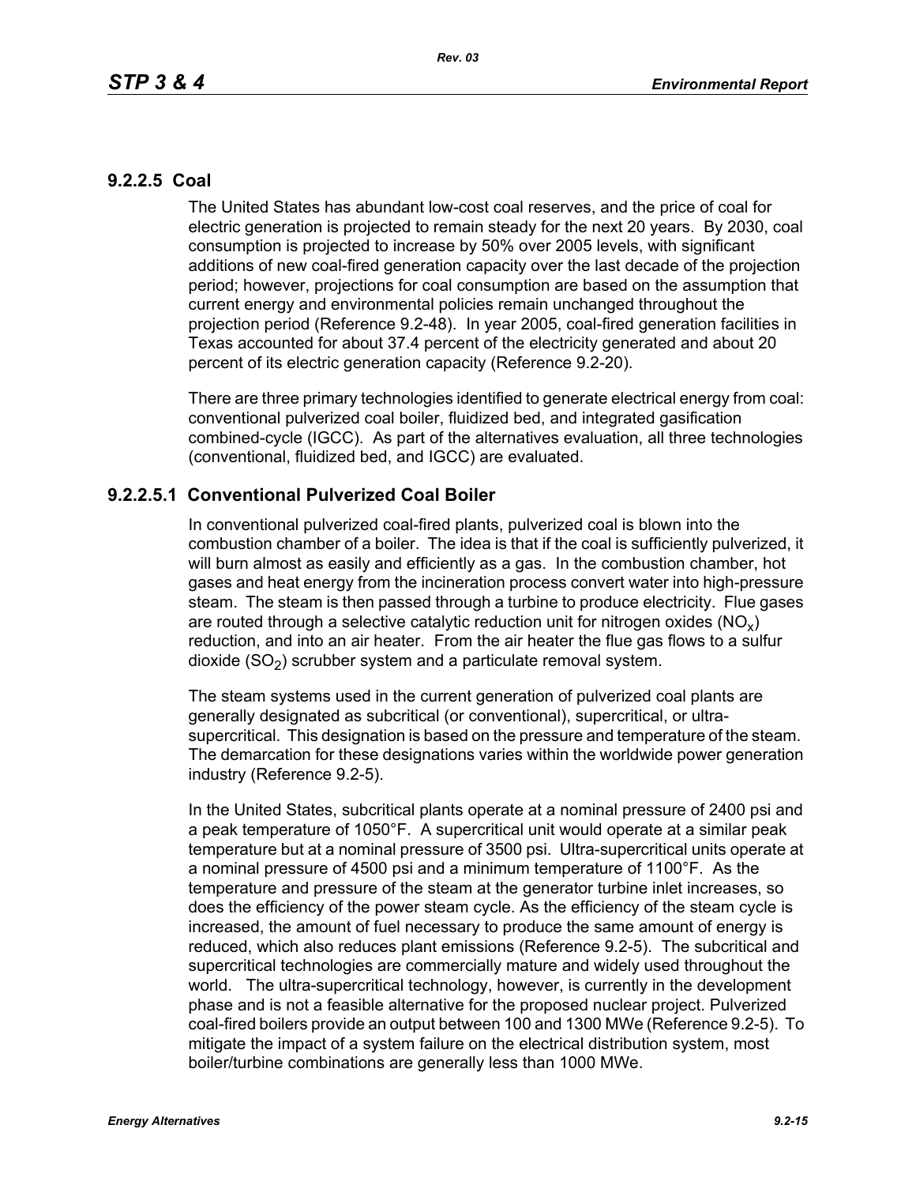### 9.2.2.5 Coal

The United States has abundant low-cost coal reserves, and the price of coal for electric generation is projected to remain steady for the next 20 years. By 2030, coal consumption is projected to increase by 50% over 2005 levels, with significant additions of new coal-fired generation capacity over the last decade of the projection period; however, projections for coal consumption are based on the assumption that current energy and environmental policies remain unchanged throughout the projection period (Reference 9.2-48). In year 2005, coal-fired generation facilities in Texas accounted for about 37.4 percent of the electricity generated and about 20 percent of its electric generation capacity (Reference 9.2-20).

There are three primary technologies identified to generate electrical energy from coal: conventional pulverized coal boiler, fluidized bed, and integrated gasification combined-cycle (IGCC). As part of the alternatives evaluation, all three technologies (conventional, fluidized bed, and IGCC) are evaluated.

#### 9.2.2.5.1 Conventional Pulverized Coal Boiler

In conventional pulverized coal-fired plants, pulverized coal is blown into the combustion chamber of a boiler. The idea is that if the coal is sufficiently pulverized, it will burn almost as easily and efficiently as a gas. In the combustion chamber, hot gases and heat energy from the incineration process convert water into high-pressure steam. The steam is then passed through a turbine to produce electricity. Flue gases are routed through a selective catalytic reduction unit for nitrogen oxides ($NO_x$) reduction, and into an air heater. From the air heater the flue gas flows to a sulfur dioxide ($SO_2$) scrubber system and a particulate removal system.

The steam systems used in the current generation of pulverized coal plants are generally designated as subcritical (or conventional), supercritical, or ultra-supercritical. This designation is based on the pressure and temperature of the steam. The demarcation for these designations varies within the worldwide power generation industry (Reference 9.2-5).

In the United States, subcritical plants operate at a nominal pressure of 2400 psi and a peak temperature of 1050°F. A supercritical unit would operate at a similar peak temperature but at a nominal pressure of 3500 psi. Ultra-supercritical units operate at a nominal pressure of 4500 psi and a minimum temperature of 1100°F. As the temperature and pressure of the steam at the generator turbine inlet increases, so does the efficiency of the power steam cycle. As the efficiency of the steam cycle is increased, the amount of fuel necessary to produce the same amount of energy is reduced, which also reduces plant emissions (Reference 9.2-5). The subcritical and supercritical technologies are commercially mature and widely used throughout the world. The ultra-supercritical technology, however, is currently in the development phase and is not a feasible alternative for the proposed nuclear project. Pulverized coal-fired boilers provide an output between 100 and 1300 MWe (Reference 9.2-5). To mitigate the impact of a system failure on the electrical distribution system, most boiler/turbine combinations are generally less than 1000 MWe.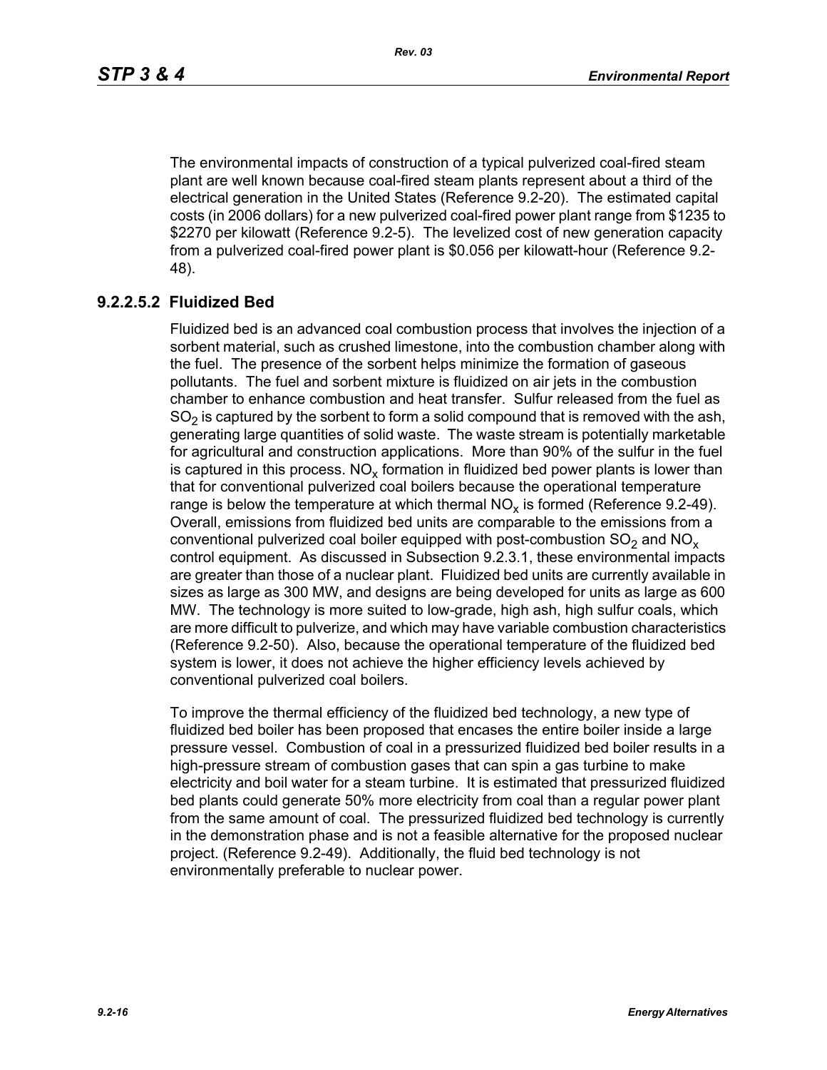The environmental impacts of construction of a typical pulverized coal-fired steam plant are well known because coal-fired steam plants represent about a third of the electrical generation in the United States (Reference 9.2-20). The estimated capital costs (in 2006 dollars) for a new pulverized coal-fired power plant range from $1235 to $2270 per kilowatt (Reference 9.2-5). The levelized cost of new generation capacity from a pulverized coal-fired power plant is $0.056 per kilowatt-hour (Reference 9.2-48).

### 9.2.2.5.2 Fluidized Bed

Fluidized bed is an advanced coal combustion process that involves the injection of a sorbent material, such as crushed limestone, into the combustion chamber along with the fuel. The presence of the sorbent helps minimize the formation of gaseous pollutants. The fuel and sorbent mixture is fluidized on air jets in the combustion chamber to enhance combustion and heat transfer. Sulfur released from the fuel as $SO_2$ is captured by the sorbent to form a solid compound that is removed with the ash, generating large quantities of solid waste. The waste stream is potentially marketable for agricultural and construction applications. More than 90% of the sulfur in the fuel is captured in this process. $NO_x$ formation in fluidized bed power plants is lower than that for conventional pulverized coal boilers because the operational temperature range is below the temperature at which thermal $NO_x$ is formed (Reference 9.2-49). Overall, emissions from fluidized bed units are comparable to the emissions from a conventional pulverized coal boiler equipped with post-combustion $SO_2$ and $NO_x$ control equipment. As discussed in Subsection 9.2.3.1, these environmental impacts are greater than those of a nuclear plant. Fluidized bed units are currently available in sizes as large as 300 MW, and designs are being developed for units as large as 600 MW. The technology is more suited to low-grade, high ash, high sulfur coals, which are more difficult to pulverize, and which may have variable combustion characteristics (Reference 9.2-50). Also, because the operational temperature of the fluidized bed system is lower, it does not achieve the higher efficiency levels achieved by conventional pulverized coal boilers.

To improve the thermal efficiency of the fluidized bed technology, a new type of fluidized bed boiler has been proposed that encases the entire boiler inside a large pressure vessel. Combustion of coal in a pressurized fluidized bed boiler results in a high-pressure stream of combustion gases that can spin a gas turbine to make electricity and boil water for a steam turbine. It is estimated that pressurized fluidized bed plants could generate 50% more electricity from coal than a regular power plant from the same amount of coal. The pressurized fluidized bed technology is currently in the demonstration phase and is not a feasible alternative for the proposed nuclear project. (Reference 9.2-49). Additionally, the fluid bed technology is not environmentally preferable to nuclear power.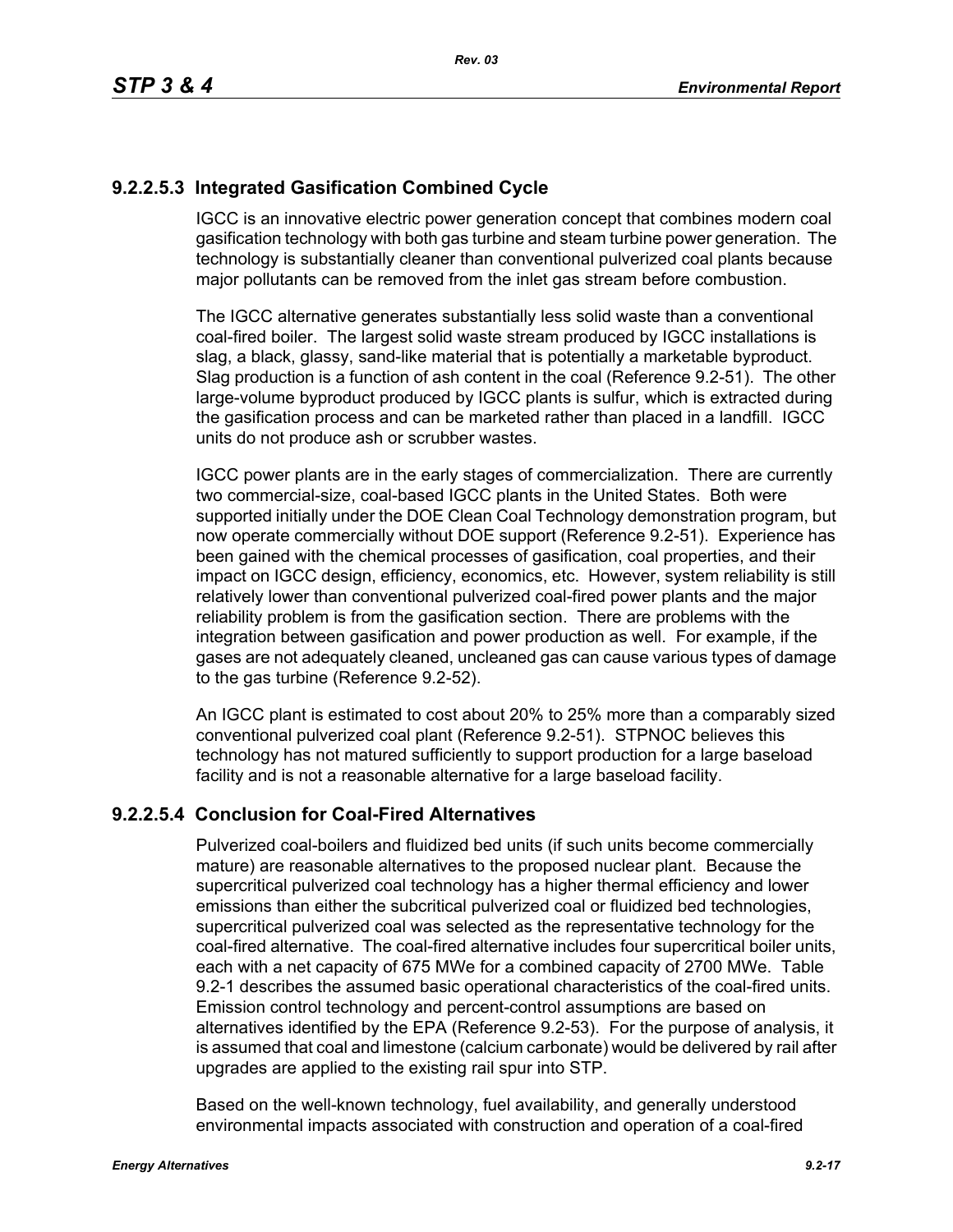### 9.2.2.5.3 Integrated Gasification Combined Cycle

IGCC is an innovative electric power generation concept that combines modern coal gasification technology with both gas turbine and steam turbine power generation. The technology is substantially cleaner than conventional pulverized coal plants because major pollutants can be removed from the inlet gas stream before combustion.

The IGCC alternative generates substantially less solid waste than a conventional coal-fired boiler. The largest solid waste stream produced by IGCC installations is slag, a black, glassy, sand-like material that is potentially a marketable byproduct. Slag production is a function of ash content in the coal (Reference 9.2-51). The other large-volume byproduct produced by IGCC plants is sulfur, which is extracted during the gasification process and can be marketed rather than placed in a landfill. IGCC units do not produce ash or scrubber wastes.

IGCC power plants are in the early stages of commercialization. There are currently two commercial-size, coal-based IGCC plants in the United States. Both were supported initially under the DOE Clean Coal Technology demonstration program, but now operate commercially without DOE support (Reference 9.2-51). Experience has been gained with the chemical processes of gasification, coal properties, and their impact on IGCC design, efficiency, economics, etc. However, system reliability is still relatively lower than conventional pulverized coal-fired power plants and the major reliability problem is from the gasification section. There are problems with the integration between gasification and power production as well. For example, if the gases are not adequately cleaned, uncleaned gas can cause various types of damage to the gas turbine (Reference 9.2-52).

An IGCC plant is estimated to cost about 20% to 25% more than a comparably sized conventional pulverized coal plant (Reference 9.2-51). STPNOC believes this technology has not matured sufficiently to support production for a large baseload facility and is not a reasonable alternative for a large baseload facility.

### 9.2.2.5.4 Conclusion for Coal-Fired Alternatives

Pulverized coal-boilers and fluidized bed units (if such units become commercially mature) are reasonable alternatives to the proposed nuclear plant. Because the supercritical pulverized coal technology has a higher thermal efficiency and lower emissions than either the subcritical pulverized coal or fluidized bed technologies, supercritical pulverized coal was selected as the representative technology for the coal-fired alternative. The coal-fired alternative includes four supercritical boiler units, each with a net capacity of 675 MWe for a combined capacity of 2700 MWe. Table 9.2-1 describes the assumed basic operational characteristics of the coal-fired units. Emission control technology and percent-control assumptions are based on alternatives identified by the EPA (Reference 9.2-53). For the purpose of analysis, it is assumed that coal and limestone (calcium carbonate) would be delivered by rail after upgrades are applied to the existing rail spur into STP.

Based on the well-known technology, fuel availability, and generally understood environmental impacts associated with construction and operation of a coal-fired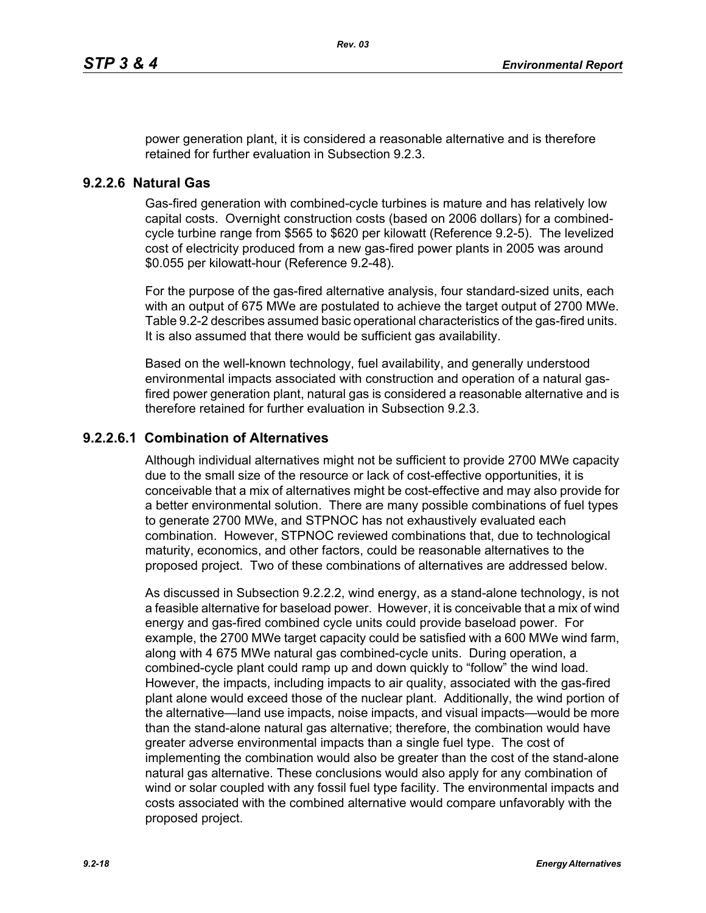power generation plant, it is considered a reasonable alternative and is therefore retained for further evaluation in Subsection 9.2.3.

### 9.2.2.6 Natural Gas

Gas-fired generation with combined-cycle turbines is mature and has relatively low capital costs. Overnight construction costs (based on 2006 dollars) for a combined-cycle turbine range from $565 to $620 per kilowatt (Reference 9.2-5). The levelized cost of electricity produced from a new gas-fired power plants in 2005 was around $0.055 per kilowatt-hour (Reference 9.2-48).

For the purpose of the gas-fired alternative analysis, four standard-sized units, each with an output of 675 MWe are postulated to achieve the target output of 2700 MWe. Table 9.2-2 describes assumed basic operational characteristics of the gas-fired units. It is also assumed that there would be sufficient gas availability.

Based on the well-known technology, fuel availability, and generally understood environmental impacts associated with construction and operation of a natural gas-fired power generation plant, natural gas is considered a reasonable alternative and is therefore retained for further evaluation in Subsection 9.2.3.

#### 9.2.2.6.1 Combination of Alternatives

Although individual alternatives might not be sufficient to provide 2700 MWe capacity due to the small size of the resource or lack of cost-effective opportunities, it is conceivable that a mix of alternatives might be cost-effective and may also provide for a better environmental solution. There are many possible combinations of fuel types to generate 2700 MWe, and STPNOC has not exhaustively evaluated each combination. However, STPNOC reviewed combinations that, due to technological maturity, economics, and other factors, could be reasonable alternatives to the proposed project. Two of these combinations of alternatives are addressed below.

As discussed in Subsection 9.2.2.2, wind energy, as a stand-alone technology, is not a feasible alternative for baseload power. However, it is conceivable that a mix of wind energy and gas-fired combined cycle units could provide baseload power. For example, the 2700 MWe target capacity could be satisfied with a 600 MWe wind farm, along with 4 675 MWe natural gas combined-cycle units. During operation, a combined-cycle plant could ramp up and down quickly to "follow" the wind load. However, the impacts, including impacts to air quality, associated with the gas-fired plant alone would exceed those of the nuclear plant. Additionally, the wind portion of the alternative—land use impacts, noise impacts, and visual impacts—would be more than the stand-alone natural gas alternative; therefore, the combination would have greater adverse environmental impacts than a single fuel type. The cost of implementing the combination would also be greater than the cost of the stand-alone natural gas alternative. These conclusions would also apply for any combination of wind or solar coupled with any fossil fuel type facility. The environmental impacts and costs associated with the combined alternative would compare unfavorably with the proposed project.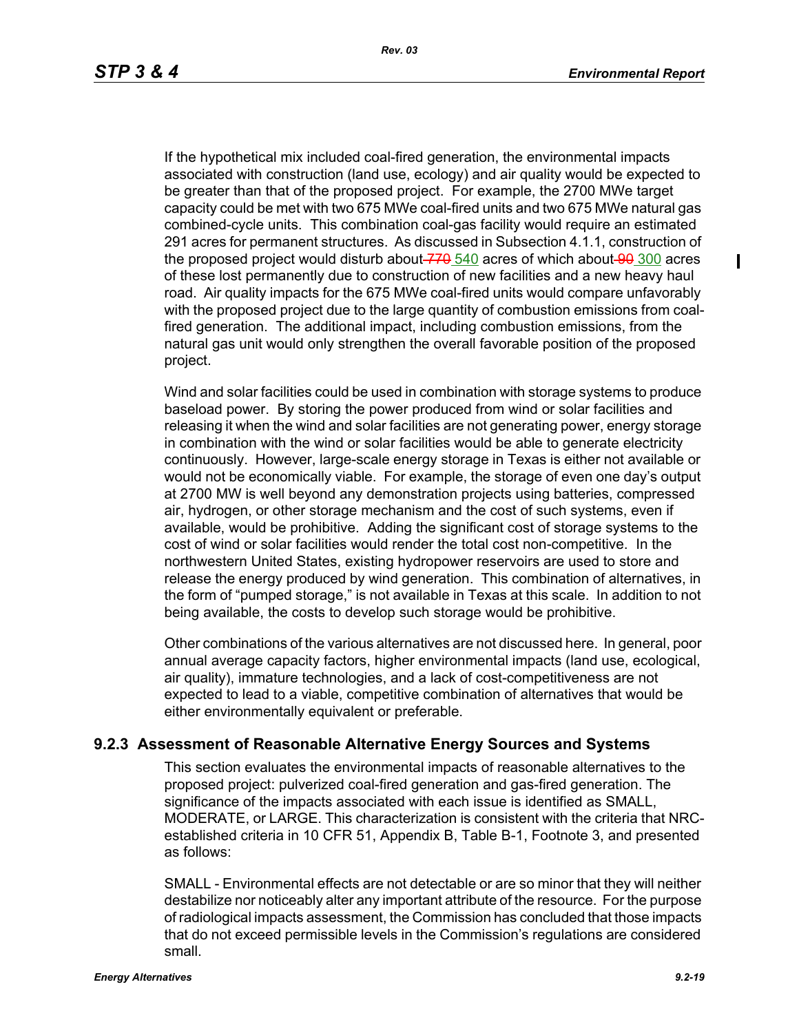If the hypothetical mix included coal-fired generation, the environmental impacts associated with construction (land use, ecology) and air quality would be expected to be greater than that of the proposed project. For example, the 2700 MWe target capacity could be met with two 675 MWe coal-fired units and two 675 MWe natural gas combined-cycle units. This combination coal-gas facility would require an estimated 291 acres for permanent structures. As discussed in Subsection 4.1.1, construction of the proposed project would disturb about ~~770~~ 540 acres of which about ~~90~~ 300 acres of these lost permanently due to construction of new facilities and a new heavy haul road. Air quality impacts for the 675 MWe coal-fired units would compare unfavorably with the proposed project due to the large quantity of combustion emissions from coal-fired generation. The additional impact, including combustion emissions, from the natural gas unit would only strengthen the overall favorable position of the proposed project.

Wind and solar facilities could be used in combination with storage systems to produce baseload power. By storing the power produced from wind or solar facilities and releasing it when the wind and solar facilities are not generating power, energy storage in combination with the wind or solar facilities would be able to generate electricity continuously. However, large-scale energy storage in Texas is either not available or would not be economically viable. For example, the storage of even one day's output at 2700 MW is well beyond any demonstration projects using batteries, compressed air, hydrogen, or other storage mechanism and the cost of such systems, even if available, would be prohibitive. Adding the significant cost of storage systems to the cost of wind or solar facilities would render the total cost non-competitive. In the northwestern United States, existing hydropower reservoirs are used to store and release the energy produced by wind generation. This combination of alternatives, in the form of "pumped storage," is not available in Texas at this scale. In addition to not being available, the costs to develop such storage would be prohibitive.

Other combinations of the various alternatives are not discussed here. In general, poor annual average capacity factors, higher environmental impacts (land use, ecological, air quality), immature technologies, and a lack of cost-competitiveness are not expected to lead to a viable, competitive combination of alternatives that would be either environmentally equivalent or preferable.

### 9.2.3 Assessment of Reasonable Alternative Energy Sources and Systems

This section evaluates the environmental impacts of reasonable alternatives to the proposed project: pulverized coal-fired generation and gas-fired generation. The significance of the impacts associated with each issue is identified as SMALL, MODERATE, or LARGE. This characterization is consistent with the criteria that NRC-established criteria in 10 CFR 51, Appendix B, Table B-1, Footnote 3, and presented as follows:

SMALL - Environmental effects are not detectable or are so minor that they will neither destabilize nor noticeably alter any important attribute of the resource. For the purpose of radiological impacts assessment, the Commission has concluded that those impacts that do not exceed permissible levels in the Commission's regulations are considered small.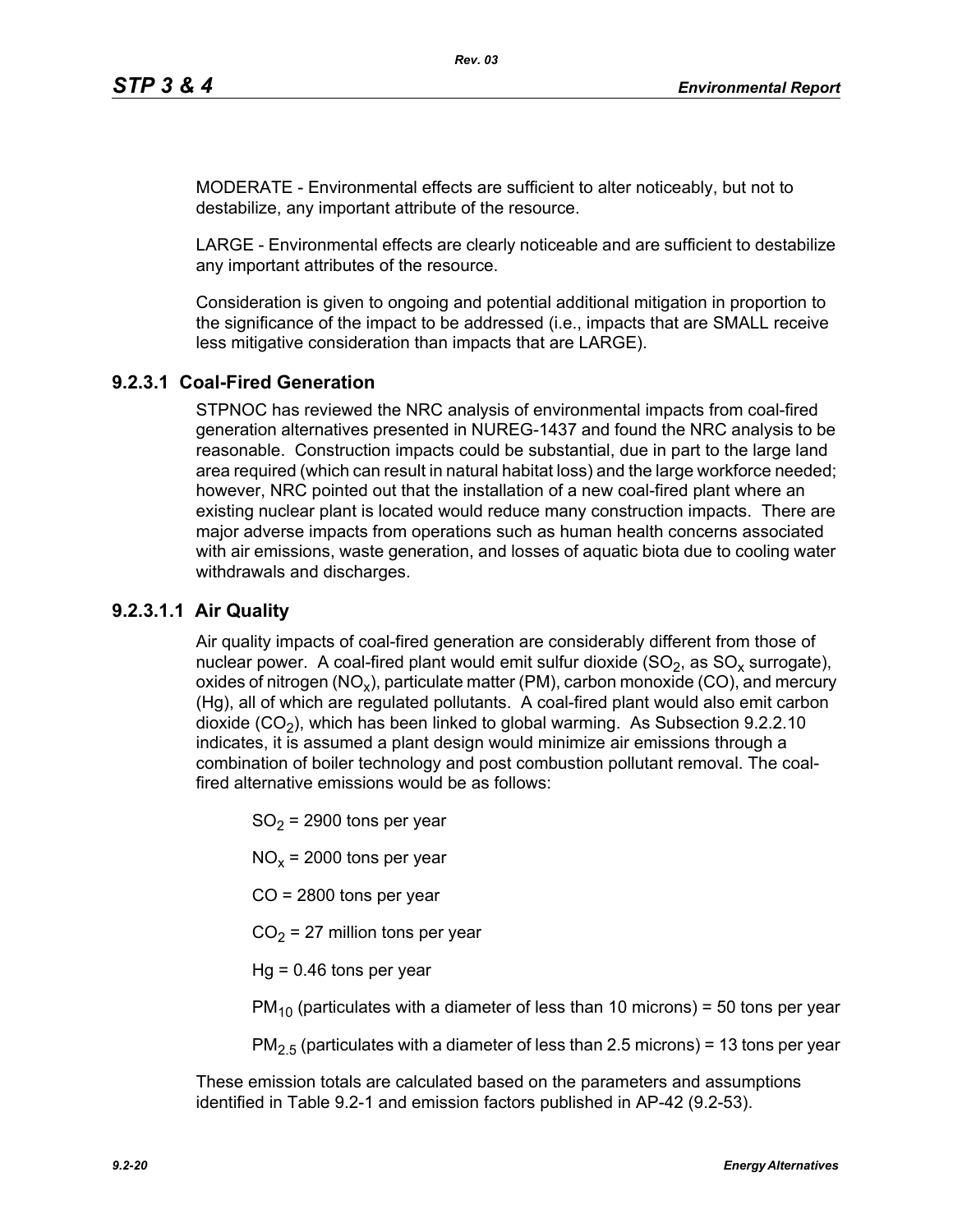MODERATE - Environmental effects are sufficient to alter noticeably, but not to destabilize, any important attribute of the resource.

LARGE - Environmental effects are clearly noticeable and are sufficient to destabilize any important attributes of the resource.

Consideration is given to ongoing and potential additional mitigation in proportion to the significance of the impact to be addressed (i.e., impacts that are SMALL receive less mitigative consideration than impacts that are LARGE).

### 9.2.3.1 Coal-Fired Generation

STPNOC has reviewed the NRC analysis of environmental impacts from coal-fired generation alternatives presented in NUREG-1437 and found the NRC analysis to be reasonable. Construction impacts could be substantial, due in part to the large land area required (which can result in natural habitat loss) and the large workforce needed; however, NRC pointed out that the installation of a new coal-fired plant where an existing nuclear plant is located would reduce many construction impacts. There are major adverse impacts from operations such as human health concerns associated with air emissions, waste generation, and losses of aquatic biota due to cooling water withdrawals and discharges.

#### 9.2.3.1.1 Air Quality

Air quality impacts of coal-fired generation are considerably different from those of nuclear power. A coal-fired plant would emit sulfur dioxide ($SO_2$, as $SO_x$ surrogate), oxides of nitrogen ($NO_x$), particulate matter (PM), carbon monoxide (CO), and mercury (Hg), all of which are regulated pollutants. A coal-fired plant would also emit carbon dioxide ($CO_2$), which has been linked to global warming. As Subsection 9.2.2.10 indicates, it is assumed a plant design would minimize air emissions through a combination of boiler technology and post combustion pollutant removal. The coal-fired alternative emissions would be as follows:

$SO_2$ = 2900 tons per year

$NO_x$ = 2000 tons per year

CO = 2800 tons per year

$CO_2$ = 27 million tons per year

Hg = 0.46 tons per year

$PM_{10}$ (particulates with a diameter of less than 10 microns) = 50 tons per year

$PM_{2.5}$ (particulates with a diameter of less than 2.5 microns) = 13 tons per year

These emission totals are calculated based on the parameters and assumptions identified in Table 9.2-1 and emission factors published in AP-42 (9.2-53).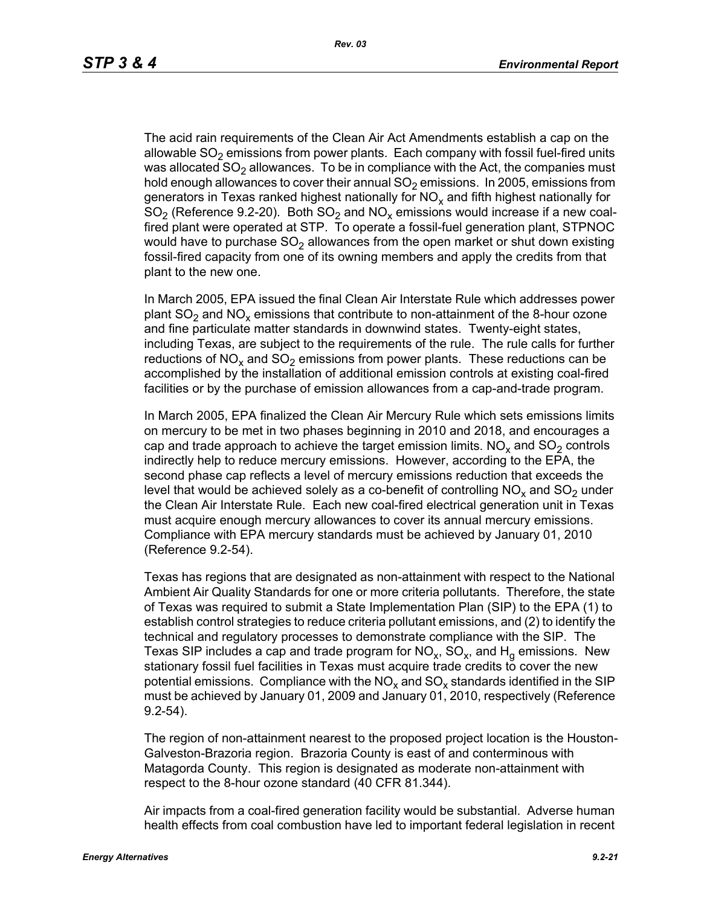The acid rain requirements of the Clean Air Act Amendments establish a cap on the allowable $SO_2$ emissions from power plants. Each company with fossil fuel-fired units was allocated $SO_2$ allowances. To be in compliance with the Act, the companies must hold enough allowances to cover their annual $SO_2$ emissions. In 2005, emissions from generators in Texas ranked highest nationally for $NO_x$ and fifth highest nationally for $SO_2$ (Reference 9.2-20). Both $SO_2$ and $NO_x$ emissions would increase if a new coal-fired plant were operated at STP. To operate a fossil-fuel generation plant, STPNOC would have to purchase $SO_2$ allowances from the open market or shut down existing fossil-fired capacity from one of its owning members and apply the credits from that plant to the new one.

In March 2005, EPA issued the final Clean Air Interstate Rule which addresses power plant $SO_2$ and $NO_x$ emissions that contribute to non-attainment of the 8-hour ozone and fine particulate matter standards in downwind states. Twenty-eight states, including Texas, are subject to the requirements of the rule. The rule calls for further reductions of $NO_x$ and $SO_2$ emissions from power plants. These reductions can be accomplished by the installation of additional emission controls at existing coal-fired facilities or by the purchase of emission allowances from a cap-and-trade program.

In March 2005, EPA finalized the Clean Air Mercury Rule which sets emissions limits on mercury to be met in two phases beginning in 2010 and 2018, and encourages a cap and trade approach to achieve the target emission limits. $NO_x$ and $SO_2$ controls indirectly help to reduce mercury emissions. However, according to the EPA, the second phase cap reflects a level of mercury emissions reduction that exceeds the level that would be achieved solely as a co-benefit of controlling $NO_x$ and $SO_2$ under the Clean Air Interstate Rule. Each new coal-fired electrical generation unit in Texas must acquire enough mercury allowances to cover its annual mercury emissions. Compliance with EPA mercury standards must be achieved by January 01, 2010 (Reference 9.2-54).

Texas has regions that are designated as non-attainment with respect to the National Ambient Air Quality Standards for one or more criteria pollutants. Therefore, the state of Texas was required to submit a State Implementation Plan (SIP) to the EPA (1) to establish control strategies to reduce criteria pollutant emissions, and (2) to identify the technical and regulatory processes to demonstrate compliance with the SIP. The Texas SIP includes a cap and trade program for $NO_x$, $SO_x$, and $H_g$ emissions. New stationary fossil fuel facilities in Texas must acquire trade credits to cover the new potential emissions. Compliance with the $NO_x$ and $SO_x$ standards identified in the SIP must be achieved by January 01, 2009 and January 01, 2010, respectively (Reference 9.2-54).

The region of non-attainment nearest to the proposed project location is the Houston-Galveston-Brazoria region. Brazoria County is east of and conterminous with Matagorda County. This region is designated as moderate non-attainment with respect to the 8-hour ozone standard (40 CFR 81.344).

Air impacts from a coal-fired generation facility would be substantial. Adverse human health effects from coal combustion have led to important federal legislation in recent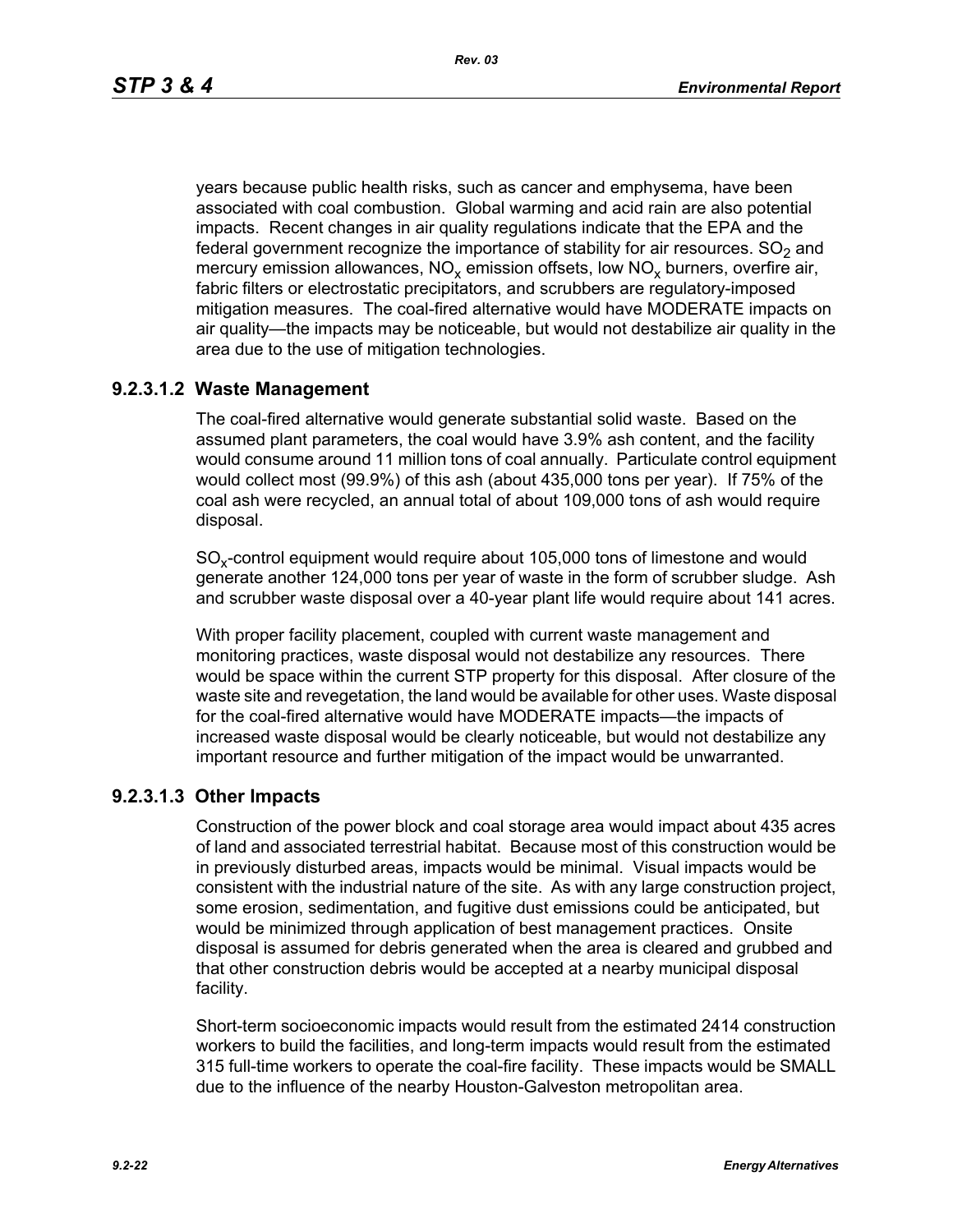years because public health risks, such as cancer and emphysema, have been associated with coal combustion. Global warming and acid rain are also potential impacts. Recent changes in air quality regulations indicate that the EPA and the federal government recognize the importance of stability for air resources. $SO_2$ and mercury emission allowances, $NO_x$ emission offsets, low $NO_x$ burners, overfire air, fabric filters or electrostatic precipitators, and scrubbers are regulatory-imposed mitigation measures. The coal-fired alternative would have MODERATE impacts on air quality—the impacts may be noticeable, but would not destabilize air quality in the area due to the use of mitigation technologies.

### 9.2.3.1.2 Waste Management

The coal-fired alternative would generate substantial solid waste. Based on the assumed plant parameters, the coal would have 3.9% ash content, and the facility would consume around 11 million tons of coal annually. Particulate control equipment would collect most (99.9%) of this ash (about 435,000 tons per year). If 75% of the coal ash were recycled, an annual total of about 109,000 tons of ash would require disposal.

$SO_x$-control equipment would require about 105,000 tons of limestone and would generate another 124,000 tons per year of waste in the form of scrubber sludge. Ash and scrubber waste disposal over a 40-year plant life would require about 141 acres.

With proper facility placement, coupled with current waste management and monitoring practices, waste disposal would not destabilize any resources. There would be space within the current STP property for this disposal. After closure of the waste site and revegetation, the land would be available for other uses. Waste disposal for the coal-fired alternative would have MODERATE impacts—the impacts of increased waste disposal would be clearly noticeable, but would not destabilize any important resource and further mitigation of the impact would be unwarranted.

### 9.2.3.1.3 Other Impacts

Construction of the power block and coal storage area would impact about 435 acres of land and associated terrestrial habitat. Because most of this construction would be in previously disturbed areas, impacts would be minimal. Visual impacts would be consistent with the industrial nature of the site. As with any large construction project, some erosion, sedimentation, and fugitive dust emissions could be anticipated, but would be minimized through application of best management practices. Onsite disposal is assumed for debris generated when the area is cleared and grubbed and that other construction debris would be accepted at a nearby municipal disposal facility.

Short-term socioeconomic impacts would result from the estimated 2414 construction workers to build the facilities, and long-term impacts would result from the estimated 315 full-time workers to operate the coal-fire facility. These impacts would be SMALL due to the influence of the nearby Houston-Galveston metropolitan area.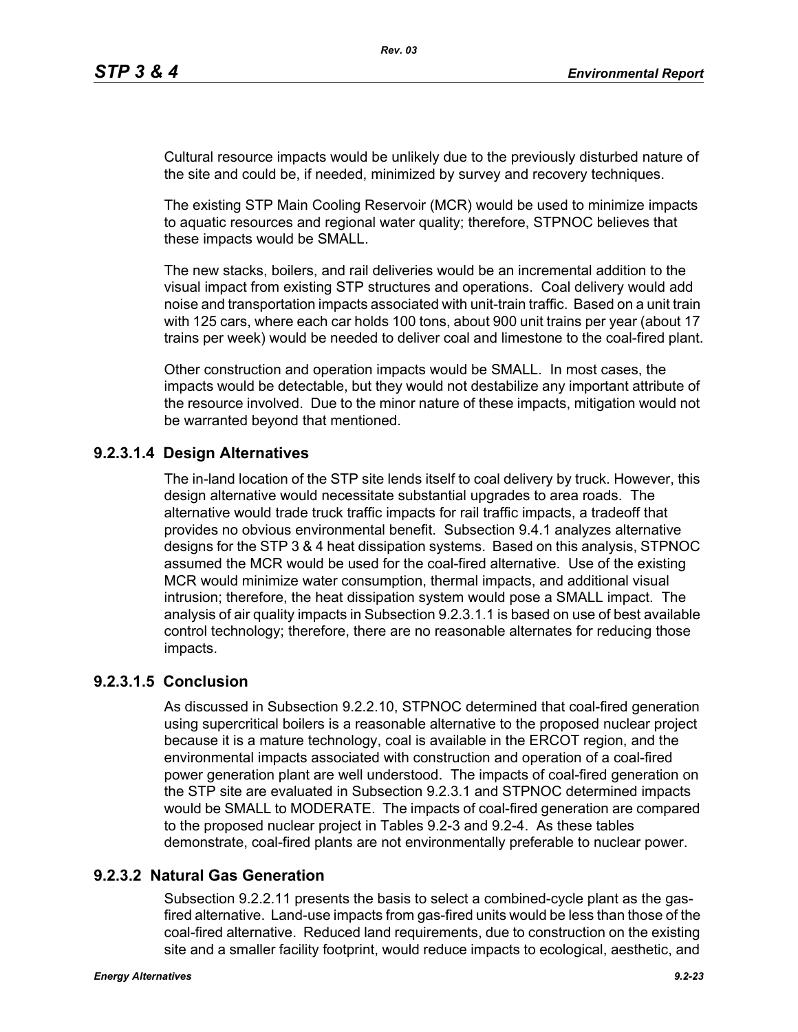Cultural resource impacts would be unlikely due to the previously disturbed nature of the site and could be, if needed, minimized by survey and recovery techniques.

The existing STP Main Cooling Reservoir (MCR) would be used to minimize impacts to aquatic resources and regional water quality; therefore, STPNOC believes that these impacts would be SMALL.

The new stacks, boilers, and rail deliveries would be an incremental addition to the visual impact from existing STP structures and operations. Coal delivery would add noise and transportation impacts associated with unit-train traffic. Based on a unit train with 125 cars, where each car holds 100 tons, about 900 unit trains per year (about 17 trains per week) would be needed to deliver coal and limestone to the coal-fired plant.

Other construction and operation impacts would be SMALL. In most cases, the impacts would be detectable, but they would not destabilize any important attribute of the resource involved. Due to the minor nature of these impacts, mitigation would not be warranted beyond that mentioned.

### 9.2.3.1.4 Design Alternatives

The in-land location of the STP site lends itself to coal delivery by truck. However, this design alternative would necessitate substantial upgrades to area roads. The alternative would trade truck traffic impacts for rail traffic impacts, a tradeoff that provides no obvious environmental benefit. Subsection 9.4.1 analyzes alternative designs for the STP 3 & 4 heat dissipation systems. Based on this analysis, STPNOC assumed the MCR would be used for the coal-fired alternative. Use of the existing MCR would minimize water consumption, thermal impacts, and additional visual intrusion; therefore, the heat dissipation system would pose a SMALL impact. The analysis of air quality impacts in Subsection 9.2.3.1.1 is based on use of best available control technology; therefore, there are no reasonable alternates for reducing those impacts.

### 9.2.3.1.5 Conclusion

As discussed in Subsection 9.2.2.10, STPNOC determined that coal-fired generation using supercritical boilers is a reasonable alternative to the proposed nuclear project because it is a mature technology, coal is available in the ERCOT region, and the environmental impacts associated with construction and operation of a coal-fired power generation plant are well understood. The impacts of coal-fired generation on the STP site are evaluated in Subsection 9.2.3.1 and STPNOC determined impacts would be SMALL to MODERATE. The impacts of coal-fired generation are compared to the proposed nuclear project in Tables 9.2-3 and 9.2-4. As these tables demonstrate, coal-fired plants are not environmentally preferable to nuclear power.

## 9.2.3.2 Natural Gas Generation

Subsection 9.2.2.11 presents the basis to select a combined-cycle plant as the gas-fired alternative. Land-use impacts from gas-fired units would be less than those of the coal-fired alternative. Reduced land requirements, due to construction on the existing site and a smaller facility footprint, would reduce impacts to ecological, aesthetic, and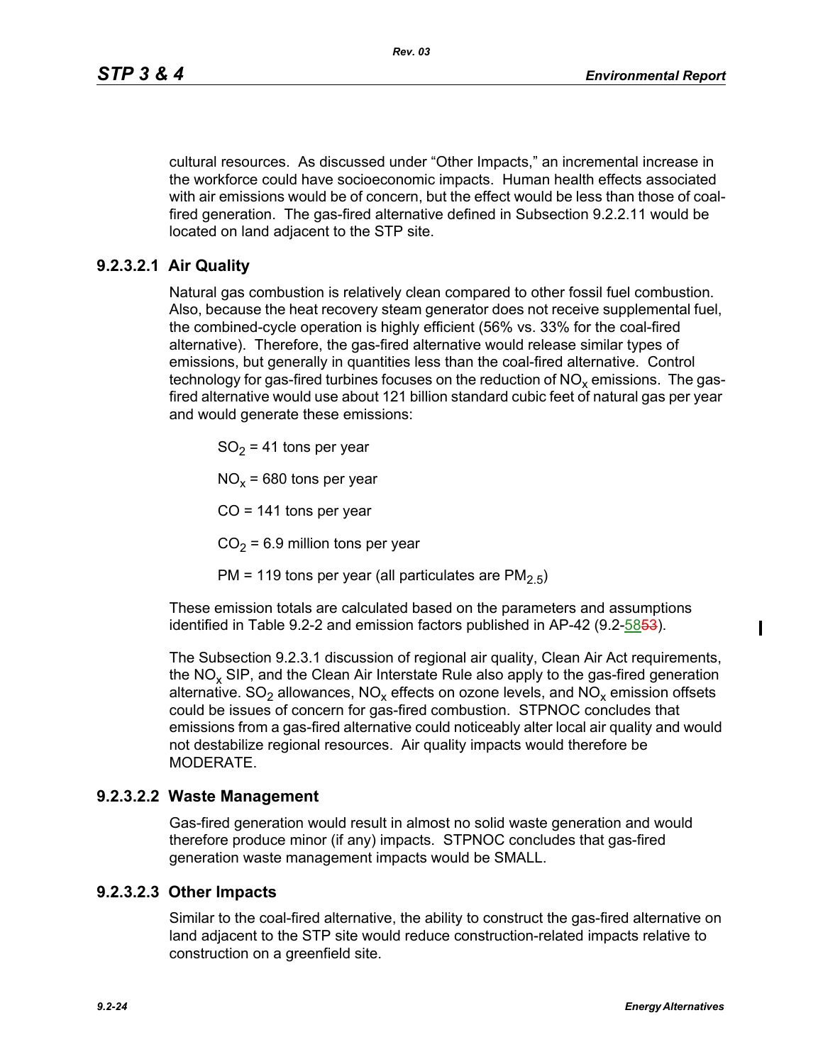cultural resources. As discussed under “Other Impacts,” an incremental increase in the workforce could have socioeconomic impacts. Human health effects associated with air emissions would be of concern, but the effect would be less than those of coal-fired generation. The gas-fired alternative defined in Subsection 9.2.2.11 would be located on land adjacent to the STP site.

### 9.2.3.2.1 Air Quality

Natural gas combustion is relatively clean compared to other fossil fuel combustion. Also, because the heat recovery steam generator does not receive supplemental fuel, the combined-cycle operation is highly efficient (56% vs. 33% for the coal-fired alternative). Therefore, the gas-fired alternative would release similar types of emissions, but generally in quantities less than the coal-fired alternative. Control technology for gas-fired turbines focuses on the reduction of $NO_x$ emissions. The gas-fired alternative would use about 121 billion standard cubic feet of natural gas per year and would generate these emissions:

$SO_2$ = 41 tons per year

$NO_x$ = 680 tons per year

CO = 141 tons per year

$CO_2$ = 6.9 million tons per year

PM = 119 tons per year (all particulates are $PM_{2.5}$)

These emission totals are calculated based on the parameters and assumptions identified in Table 9.2-2 and emission factors published in AP-42 (9.2-58~~53~~).

The Subsection 9.2.3.1 discussion of regional air quality, Clean Air Act requirements, the $NO_x$ SIP, and the Clean Air Interstate Rule also apply to the gas-fired generation alternative. $SO_2$ allowances, $NO_x$ effects on ozone levels, and $NO_x$ emission offsets could be issues of concern for gas-fired combustion. STPNOC concludes that emissions from a gas-fired alternative could noticeably alter local air quality and would not destabilize regional resources. Air quality impacts would therefore be MODERATE.

### 9.2.3.2.2 Waste Management

Gas-fired generation would result in almost no solid waste generation and would therefore produce minor (if any) impacts. STPNOC concludes that gas-fired generation waste management impacts would be SMALL.

### 9.2.3.2.3 Other Impacts

Similar to the coal-fired alternative, the ability to construct the gas-fired alternative on land adjacent to the STP site would reduce construction-related impacts relative to construction on a greenfield site.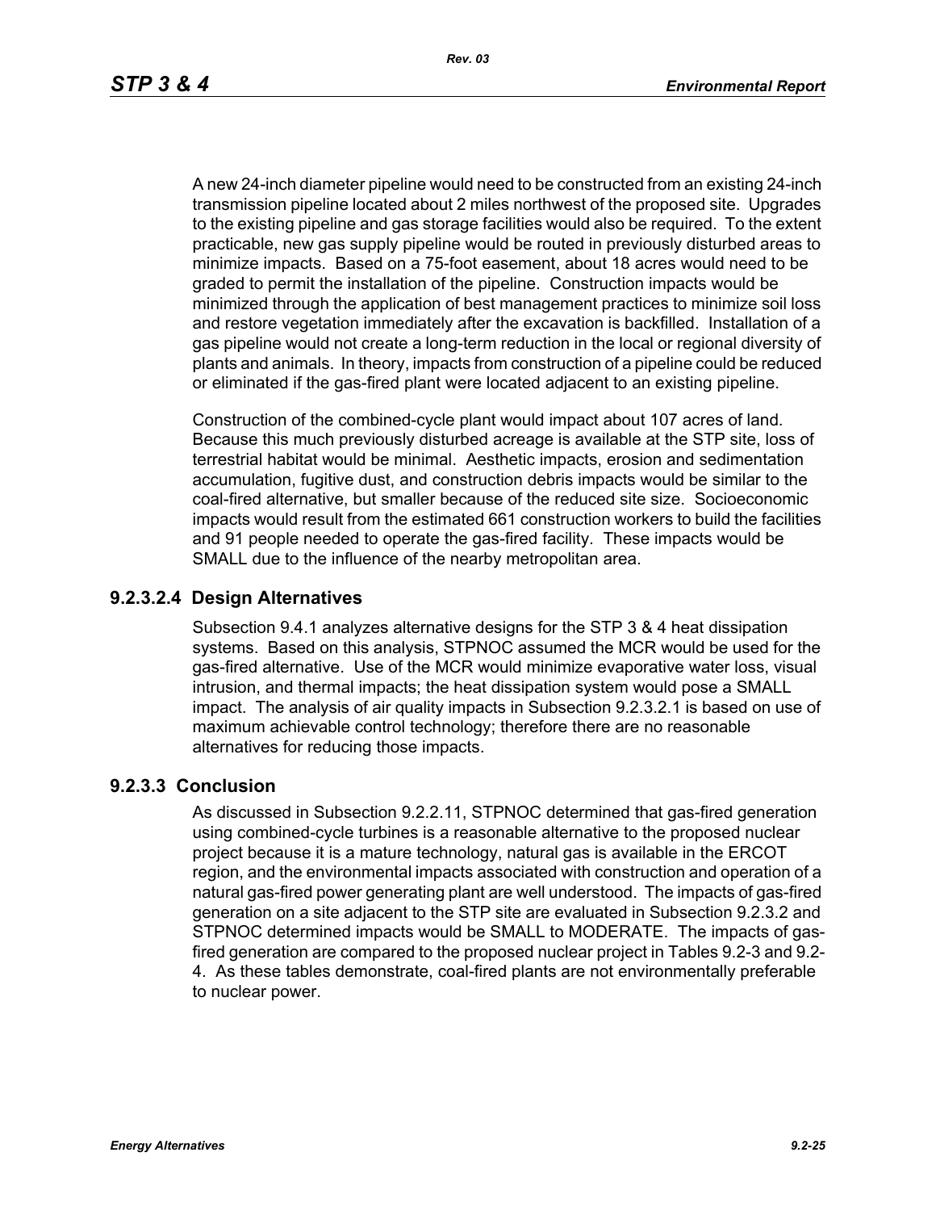A new 24-inch diameter pipeline would need to be constructed from an existing 24-inch transmission pipeline located about 2 miles northwest of the proposed site. Upgrades to the existing pipeline and gas storage facilities would also be required. To the extent practicable, new gas supply pipeline would be routed in previously disturbed areas to minimize impacts. Based on a 75-foot easement, about 18 acres would need to be graded to permit the installation of the pipeline. Construction impacts would be minimized through the application of best management practices to minimize soil loss and restore vegetation immediately after the excavation is backfilled. Installation of a gas pipeline would not create a long-term reduction in the local or regional diversity of plants and animals. In theory, impacts from construction of a pipeline could be reduced or eliminated if the gas-fired plant were located adjacent to an existing pipeline.

Construction of the combined-cycle plant would impact about 107 acres of land. Because this much previously disturbed acreage is available at the STP site, loss of terrestrial habitat would be minimal. Aesthetic impacts, erosion and sedimentation accumulation, fugitive dust, and construction debris impacts would be similar to the coal-fired alternative, but smaller because of the reduced site size. Socioeconomic impacts would result from the estimated 661 construction workers to build the facilities and 91 people needed to operate the gas-fired facility. These impacts would be SMALL due to the influence of the nearby metropolitan area.

#### 9.2.3.2.4 Design Alternatives

Subsection 9.4.1 analyzes alternative designs for the STP 3 & 4 heat dissipation systems. Based on this analysis, STPNOC assumed the MCR would be used for the gas-fired alternative. Use of the MCR would minimize evaporative water loss, visual intrusion, and thermal impacts; the heat dissipation system would pose a SMALL impact. The analysis of air quality impacts in Subsection 9.2.3.2.1 is based on use of maximum achievable control technology; therefore there are no reasonable alternatives for reducing those impacts.

### 9.2.3.3 Conclusion

As discussed in Subsection 9.2.2.11, STPNOC determined that gas-fired generation using combined-cycle turbines is a reasonable alternative to the proposed nuclear project because it is a mature technology, natural gas is available in the ERCOT region, and the environmental impacts associated with construction and operation of a natural gas-fired power generating plant are well understood. The impacts of gas-fired generation on a site adjacent to the STP site are evaluated in Subsection 9.2.3.2 and STPNOC determined impacts would be SMALL to MODERATE. The impacts of gas-fired generation are compared to the proposed nuclear project in Tables 9.2-3 and 9.2-4. As these tables demonstrate, coal-fired plants are not environmentally preferable to nuclear power.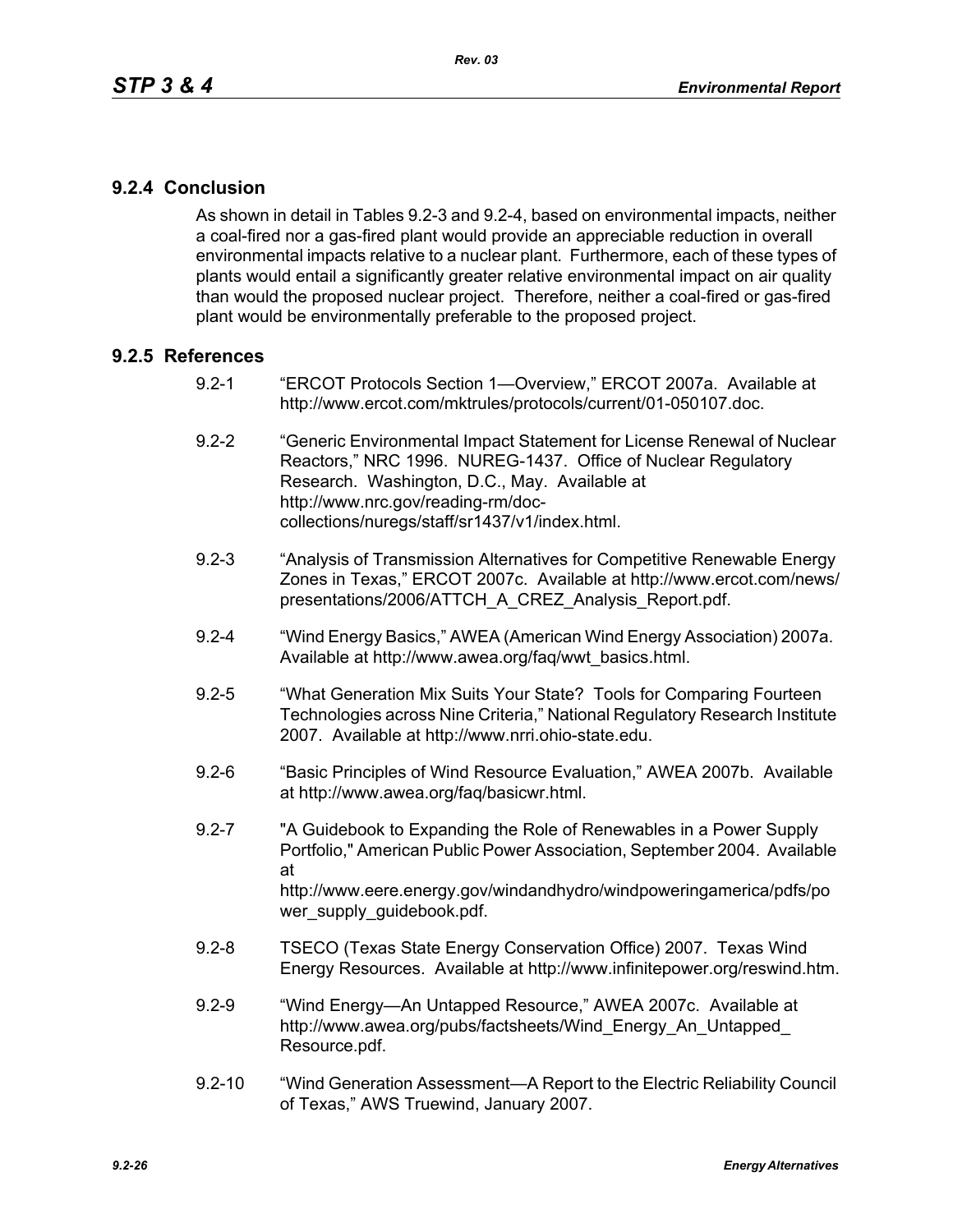### 9.2.4 Conclusion

As shown in detail in Tables 9.2-3 and 9.2-4, based on environmental impacts, neither a coal-fired nor a gas-fired plant would provide an appreciable reduction in overall environmental impacts relative to a nuclear plant. Furthermore, each of these types of plants would entail a significantly greater relative environmental impact on air quality than would the proposed nuclear project. Therefore, neither a coal-fired or gas-fired plant would be environmentally preferable to the proposed project.

### 9.2.5 References

9.2-1 "ERCOT Protocols Section 1—Overview," ERCOT 2007a. Available at http://www.ercot.com/mktrules/protocols/current/01-050107.doc.

9.2-2 "Generic Environmental Impact Statement for License Renewal of Nuclear Reactors," NRC 1996. NUREG-1437. Office of Nuclear Regulatory Research. Washington, D.C., May. Available at http://www.nrc.gov/reading-rm/doc-collections/nuregs/staff/sr1437/v1/index.html.

9.2-3 "Analysis of Transmission Alternatives for Competitive Renewable Energy Zones in Texas," ERCOT 2007c. Available at http://www.ercot.com/news/presentations/2006/ATTCH_A_CREZ_Analysis_Report.pdf.

9.2-4 "Wind Energy Basics," AWEA (American Wind Energy Association) 2007a. Available at http://www.awea.org/faq/wwt_basics.html.

9.2-5 "What Generation Mix Suits Your State? Tools for Comparing Fourteen Technologies across Nine Criteria," National Regulatory Research Institute 2007. Available at http://www.nrri.ohio-state.edu.

9.2-6 "Basic Principles of Wind Resource Evaluation," AWEA 2007b. Available at http://www.awea.org/faq/basicwr.html.

9.2-7 "A Guidebook to Expanding the Role of Renewables in a Power Supply Portfolio," American Public Power Association, September 2004. Available at http://www.eere.energy.gov/windandhydro/windpoweringamerica/pdfs/power_supply_guidebook.pdf.

9.2-8 TSECO (Texas State Energy Conservation Office) 2007. Texas Wind Energy Resources. Available at http://www.infinitepower.org/reswind.htm.

9.2-9 "Wind Energy—An Untapped Resource," AWEA 2007c. Available at http://www.awea.org/pubs/factsheets/Wind_Energy_An_Untapped_Resource.pdf.

9.2-10 "Wind Generation Assessment—A Report to the Electric Reliability Council of Texas," AWS Truewind, January 2007.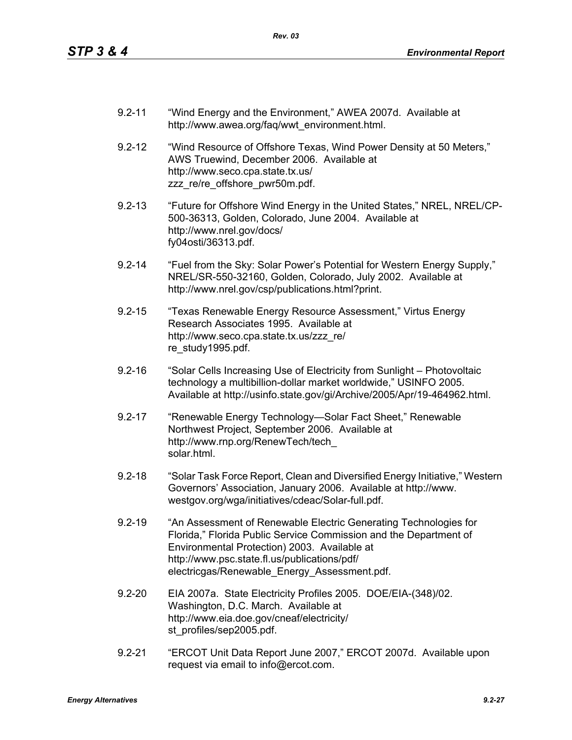9.2-11 "Wind Energy and the Environment," AWEA 2007d. Available at http://www.awea.org/faq/wwt_environment.html.

9.2-12 "Wind Resource of Offshore Texas, Wind Power Density at 50 Meters," AWS Truewind, December 2006. Available at http://www.seco.cpa.state.tx.us/zzz_re/re_offshore_pwr50m.pdf.

9.2-13 "Future for Offshore Wind Energy in the United States," NREL, NREL/CP-500-36313, Golden, Colorado, June 2004. Available at http://www.nrel.gov/docs/fy04osti/36313.pdf.

9.2-14 "Fuel from the Sky: Solar Power's Potential for Western Energy Supply," NREL/SR-550-32160, Golden, Colorado, July 2002. Available at http://www.nrel.gov/csp/publications.html?print.

9.2-15 "Texas Renewable Energy Resource Assessment," Virtus Energy Research Associates 1995. Available at http://www.seco.cpa.state.tx.us/zzz_re/re_study1995.pdf.

9.2-16 "Solar Cells Increasing Use of Electricity from Sunlight – Photovoltaic technology a multibillion-dollar market worldwide," USINFO 2005. Available at http://usinfo.state.gov/gi/Archive/2005/Apr/19-464962.html.

9.2-17 "Renewable Energy Technology—Solar Fact Sheet," Renewable Northwest Project, September 2006. Available at http://www.rnp.org/RenewTech/tech_solar.html.

9.2-18 "Solar Task Force Report, Clean and Diversified Energy Initiative," Western Governors' Association, January 2006. Available at http://www.westgov.org/wga/initiatives/cdeac/Solar-full.pdf.

9.2-19 "An Assessment of Renewable Electric Generating Technologies for Florida," Florida Public Service Commission and the Department of Environmental Protection) 2003. Available at http://www.psc.state.fl.us/publications/pdf/electricgas/Renewable_Energy_Assessment.pdf.

9.2-20 EIA 2007a. State Electricity Profiles 2005. DOE/EIA-(348)/02. Washington, D.C. March. Available at http://www.eia.doe.gov/cneaf/electricity/st_profiles/sep2005.pdf.

9.2-21 "ERCOT Unit Data Report June 2007," ERCOT 2007d. Available upon request via email to info@ercot.com.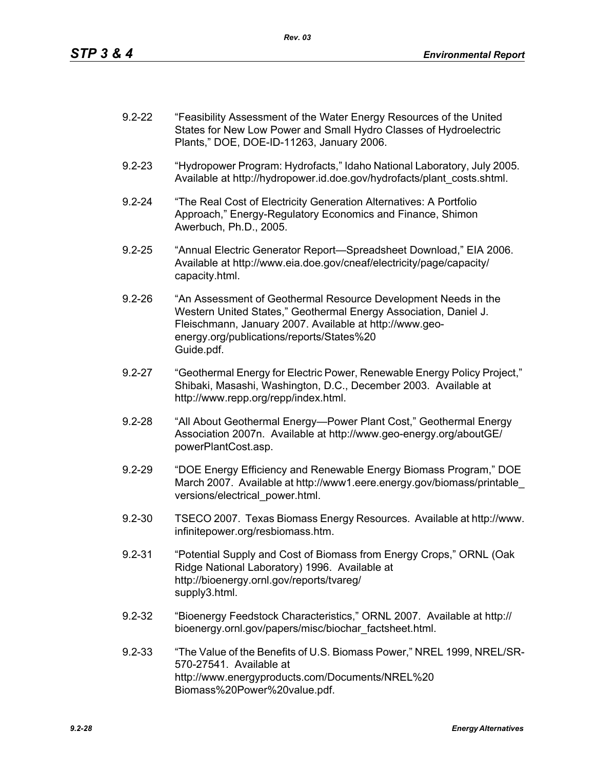9.2-22 "Feasibility Assessment of the Water Energy Resources of the United States for New Low Power and Small Hydro Classes of Hydroelectric Plants," DOE, DOE-ID-11263, January 2006.

9.2-23 "Hydropower Program: Hydrofacts," Idaho National Laboratory, July 2005. Available at http://hydropower.id.doe.gov/hydrofacts/plant_costs.shtml.

9.2-24 "The Real Cost of Electricity Generation Alternatives: A Portfolio Approach," Energy-Regulatory Economics and Finance, Shimon Awerbuch, Ph.D., 2005.

9.2-25 "Annual Electric Generator Report—Spreadsheet Download," EIA 2006. Available at http://www.eia.doe.gov/cneaf/electricity/page/capacity/capacity.html.

9.2-26 "An Assessment of Geothermal Resource Development Needs in the Western United States," Geothermal Energy Association, Daniel J. Fleischmann, January 2007. Available at http://www.geo-energy.org/publications/reports/States%20Guide.pdf.

9.2-27 "Geothermal Energy for Electric Power, Renewable Energy Policy Project," Shibaki, Masashi, Washington, D.C., December 2003. Available at http://www.repp.org/repp/index.html.

9.2-28 "All About Geothermal Energy—Power Plant Cost," Geothermal Energy Association 2007n. Available at http://www.geo-energy.org/aboutGE/powerPlantCost.asp.

9.2-29 "DOE Energy Efficiency and Renewable Energy Biomass Program," DOE March 2007. Available at http://www1.eere.energy.gov/biomass/printable_versions/electrical_power.html.

9.2-30 TSECO 2007. Texas Biomass Energy Resources. Available at http://www.infinitepower.org/resbiomass.htm.

9.2-31 "Potential Supply and Cost of Biomass from Energy Crops," ORNL (Oak Ridge National Laboratory) 1996. Available at http://bioenergy.ornl.gov/reports/tvareg/supply3.html.

9.2-32 "Bioenergy Feedstock Characteristics," ORNL 2007. Available at http://bioenergy.ornl.gov/papers/misc/biochar_factsheet.html.

9.2-33 "The Value of the Benefits of U.S. Biomass Power," NREL 1999, NREL/SR-570-27541. Available at http://www.energyproducts.com/Documents/NREL%20Biomass%20Power%20value.pdf.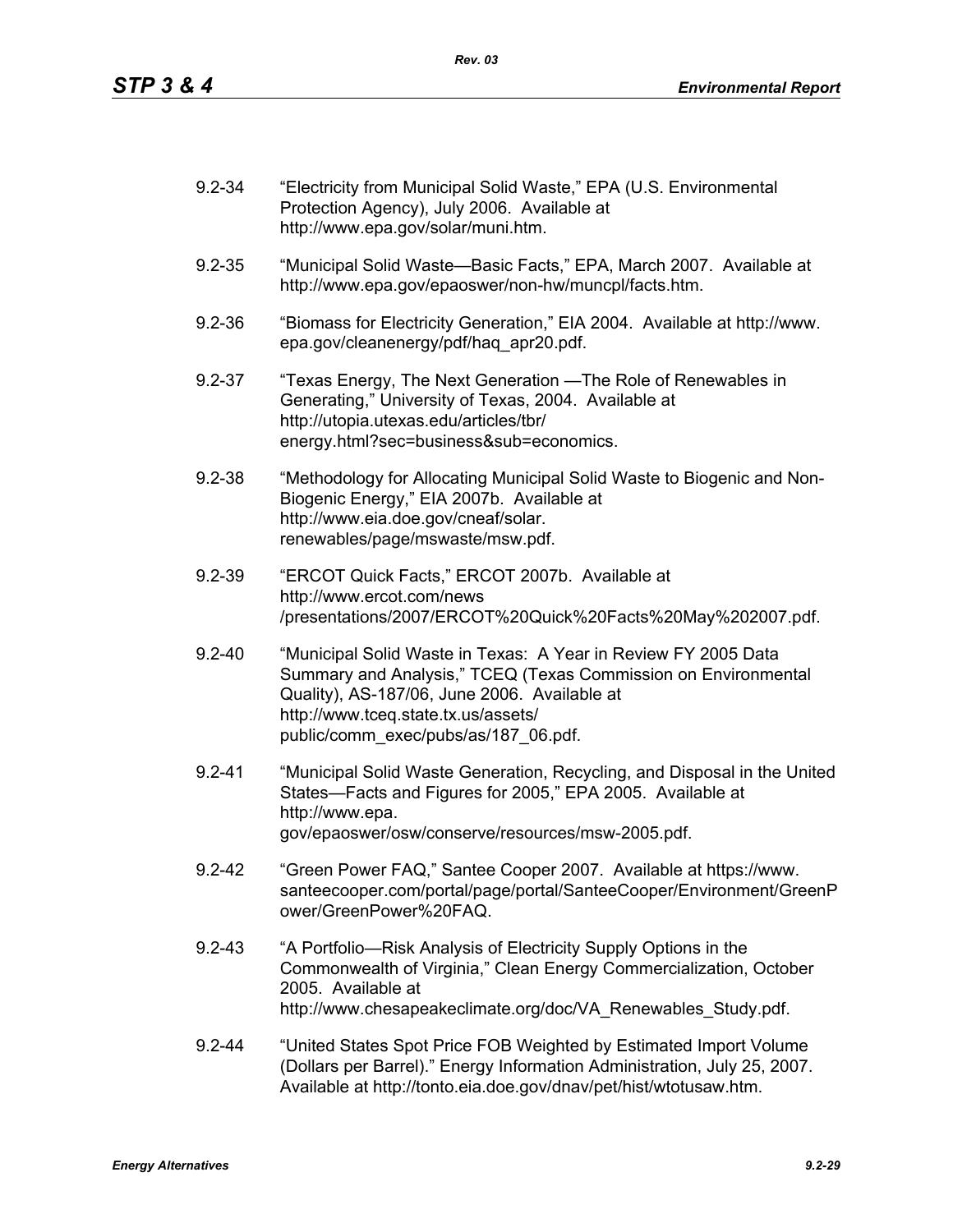9.2-34 "Electricity from Municipal Solid Waste," EPA (U.S. Environmental Protection Agency), July 2006. Available at http://www.epa.gov/solar/muni.htm.

9.2-35 "Municipal Solid Waste—Basic Facts," EPA, March 2007. Available at http://www.epa.gov/epaoswer/non-hw/muncpl/facts.htm.

9.2-36 "Biomass for Electricity Generation," EIA 2004. Available at http://www.epa.gov/cleanenergy/pdf/haq_apr20.pdf.

9.2-37 "Texas Energy, The Next Generation —The Role of Renewables in Generating," University of Texas, 2004. Available at http://utopia.utexas.edu/articles/tbr/energy.html?sec=business&sub=economics.

9.2-38 "Methodology for Allocating Municipal Solid Waste to Biogenic and Non-Biogenic Energy," EIA 2007b. Available at http://www.eia.doe.gov/cneaf/solar.renewables/page/mswaste/msw.pdf.

9.2-39 "ERCOT Quick Facts," ERCOT 2007b. Available at http://www.ercot.com/news/presentations/2007/ERCOT%20Quick%20Facts%20May%202007.pdf.

9.2-40 "Municipal Solid Waste in Texas: A Year in Review FY 2005 Data Summary and Analysis," TCEQ (Texas Commission on Environmental Quality), AS-187/06, June 2006. Available at http://www.tceq.state.tx.us/assets/public/comm_exec/pubs/as/187_06.pdf.

9.2-41 "Municipal Solid Waste Generation, Recycling, and Disposal in the United States—Facts and Figures for 2005," EPA 2005. Available at http://www.epa.gov/epaoswer/osw/conserve/resources/msw-2005.pdf.

9.2-42 "Green Power FAQ," Santee Cooper 2007. Available at https://www.santeecooper.com/portal/page/portal/SanteeCooper/Environment/GreenPower/GreenPower%20FAQ.

9.2-43 "A Portfolio—Risk Analysis of Electricity Supply Options in the Commonwealth of Virginia," Clean Energy Commercialization, October 2005. Available at http://www.chesapeakeclimate.org/doc/VA_Renewables_Study.pdf.

9.2-44 "United States Spot Price FOB Weighted by Estimated Import Volume (Dollars per Barrel)." Energy Information Administration, July 25, 2007. Available at http://tonto.eia.doe.gov/dnav/pet/hist/wtotusaw.htm.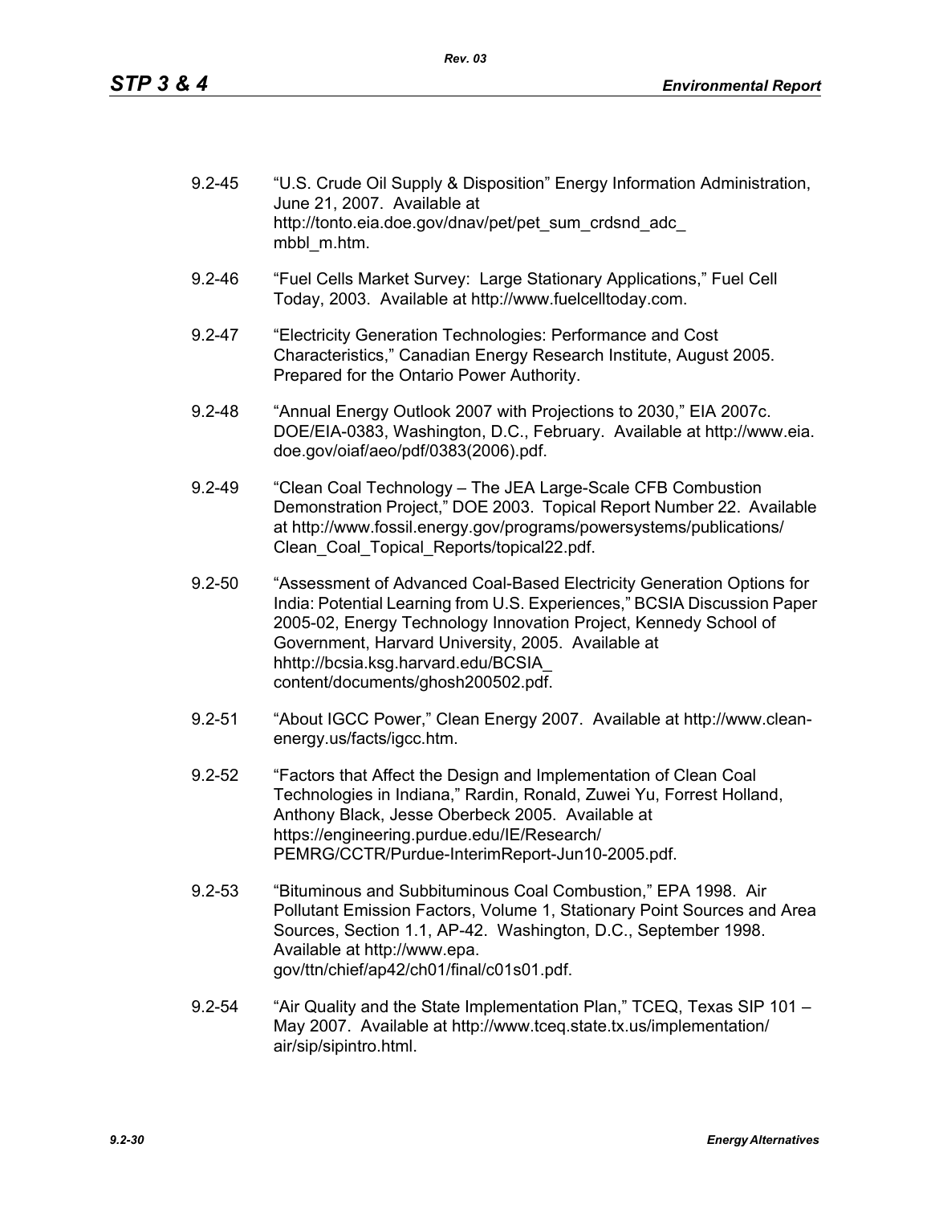9.2-45 "U.S. Crude Oil Supply & Disposition" Energy Information Administration, June 21, 2007. Available at http://tonto.eia.doe.gov/dnav/pet/pet_sum_crdsnd_adc_mbbl_m.htm.

9.2-46 "Fuel Cells Market Survey: Large Stationary Applications," Fuel Cell Today, 2003. Available at http://www.fuelcelltoday.com.

9.2-47 "Electricity Generation Technologies: Performance and Cost Characteristics," Canadian Energy Research Institute, August 2005. Prepared for the Ontario Power Authority.

9.2-48 "Annual Energy Outlook 2007 with Projections to 2030," EIA 2007c. DOE/EIA-0383, Washington, D.C., February. Available at http://www.eia.doe.gov/oiaf/aeo/pdf/0383(2006).pdf.

9.2-49 "Clean Coal Technology – The JEA Large-Scale CFB Combustion Demonstration Project," DOE 2003. Topical Report Number 22. Available at http://www.fossil.energy.gov/programs/powersystems/publications/Clean_Coal_Topical_Reports/topical22.pdf.

9.2-50 "Assessment of Advanced Coal-Based Electricity Generation Options for India: Potential Learning from U.S. Experiences," BCSIA Discussion Paper 2005-02, Energy Technology Innovation Project, Kennedy School of Government, Harvard University, 2005. Available at hhttp://bcsia.ksg.harvard.edu/BCSIA_content/documents/ghosh200502.pdf.

9.2-51 "About IGCC Power," Clean Energy 2007. Available at http://www.clean-energy.us/facts/igcc.htm.

9.2-52 "Factors that Affect the Design and Implementation of Clean Coal Technologies in Indiana," Rardin, Ronald, Zuwei Yu, Forrest Holland, Anthony Black, Jesse Oberbeck 2005. Available at https://engineering.purdue.edu/IE/Research/PEMRG/CCTR/Purdue-InterimReport-Jun10-2005.pdf.

9.2-53 "Bituminous and Subbituminous Coal Combustion," EPA 1998. Air Pollutant Emission Factors, Volume 1, Stationary Point Sources and Area Sources, Section 1.1, AP-42. Washington, D.C., September 1998. Available at http://www.epa.gov/ttn/chief/ap42/ch01/final/c01s01.pdf.

9.2-54 "Air Quality and the State Implementation Plan," TCEQ, Texas SIP 101 – May 2007. Available at http://www.tceq.state.tx.us/implementation/air/sip/sipintro.html.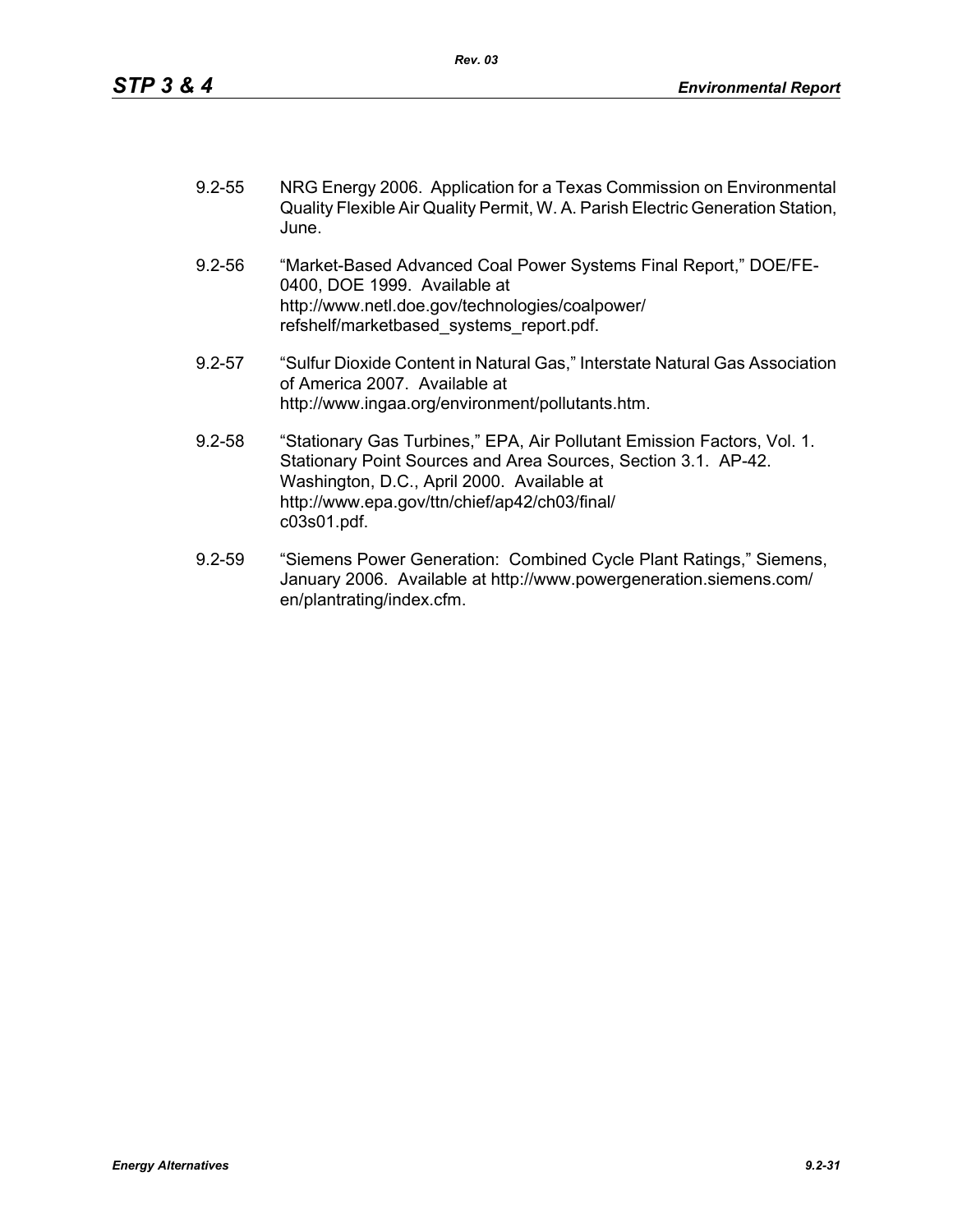9.2-55 NRG Energy 2006. Application for a Texas Commission on Environmental Quality Flexible Air Quality Permit, W. A. Parish Electric Generation Station, June.

9.2-56 "Market-Based Advanced Coal Power Systems Final Report," DOE/FE-0400, DOE 1999. Available at http://www.netl.doe.gov/technologies/coalpower/refshelf/marketbased_systems_report.pdf.

9.2-57 "Sulfur Dioxide Content in Natural Gas," Interstate Natural Gas Association of America 2007. Available at http://www.ingaa.org/environment/pollutants.htm.

9.2-58 "Stationary Gas Turbines," EPA, Air Pollutant Emission Factors, Vol. 1. Stationary Point Sources and Area Sources, Section 3.1. AP-42. Washington, D.C., April 2000. Available at http://www.epa.gov/ttn/chief/ap42/ch03/final/c03s01.pdf.

9.2-59 "Siemens Power Generation: Combined Cycle Plant Ratings," Siemens, January 2006. Available at http://www.powergeneration.siemens.com/en/plantrating/index.cfm.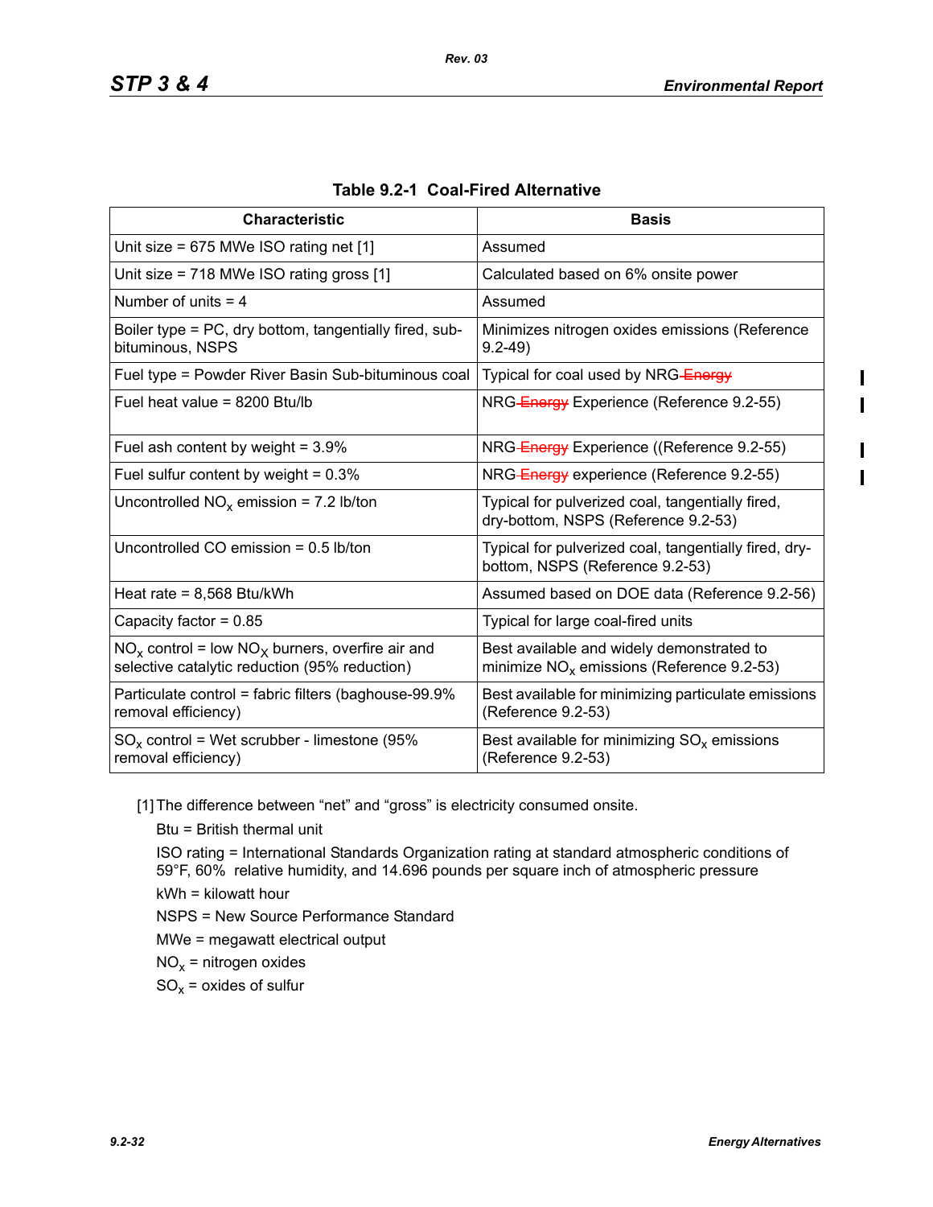**Table 9.2-1 Coal-Fired Alternative**

| Characteristic | Basis |
|---|---|
| Unit size = 675 MWe ISO rating net [1] | Assumed |
| Unit size = 718 MWe ISO rating gross [1] | Calculated based on 6% onsite power |
| Number of units = 4 | Assumed |
| Boiler type = PC, dry bottom, tangentially fired, sub-bituminous, NSPS | Minimizes nitrogen oxides emissions (Reference 9.2-49) |
| Fuel type = Powder River Basin Sub-bituminous coal | Typical for coal used by NRG ~~Energy~~ |
| Fuel heat value = 8200 Btu/lb | NRG ~~Energy~~ Experience (Reference 9.2-55) |
| Fuel ash content by weight = 3.9% | NRG ~~Energy~~ Experience ((Reference 9.2-55) |
| Fuel sulfur content by weight = 0.3% | NRG ~~Energy~~ experience (Reference 9.2-55) |
| Uncontrolled $NO_x$ emission = 7.2 lb/ton | Typical for pulverized coal, tangentially fired, dry-bottom, NSPS (Reference 9.2-53) |
| Uncontrolled CO emission = 0.5 lb/ton | Typical for pulverized coal, tangentially fired, dry-bottom, NSPS (Reference 9.2-53) |
| Heat rate = 8,568 Btu/kWh | Assumed based on DOE data (Reference 9.2-56) |
| Capacity factor = 0.85 | Typical for large coal-fired units |
| $NO_x$ control = low $NO_X$ burners, overfire air and selective catalytic reduction (95% reduction) | Best available and widely demonstrated to minimize $NO_x$ emissions (Reference 9.2-53) |
| Particulate control = fabric filters (baghouse-99.9% removal efficiency) | Best available for minimizing particulate emissions (Reference 9.2-53) |
| $SO_x$ control = Wet scrubber - limestone (95% removal efficiency) | Best available for minimizing $SO_x$ emissions (Reference 9.2-53) |

[1] The difference between "net" and "gross" is electricity consumed onsite.

Btu = British thermal unit

ISO rating = International Standards Organization rating at standard atmospheric conditions of 59°F, 60% relative humidity, and 14.696 pounds per square inch of atmospheric pressure

kWh = kilowatt hour

NSPS = New Source Performance Standard

MWe = megawatt electrical output

$NO_x$ = nitrogen oxides

$SO_x$ = oxides of sulfur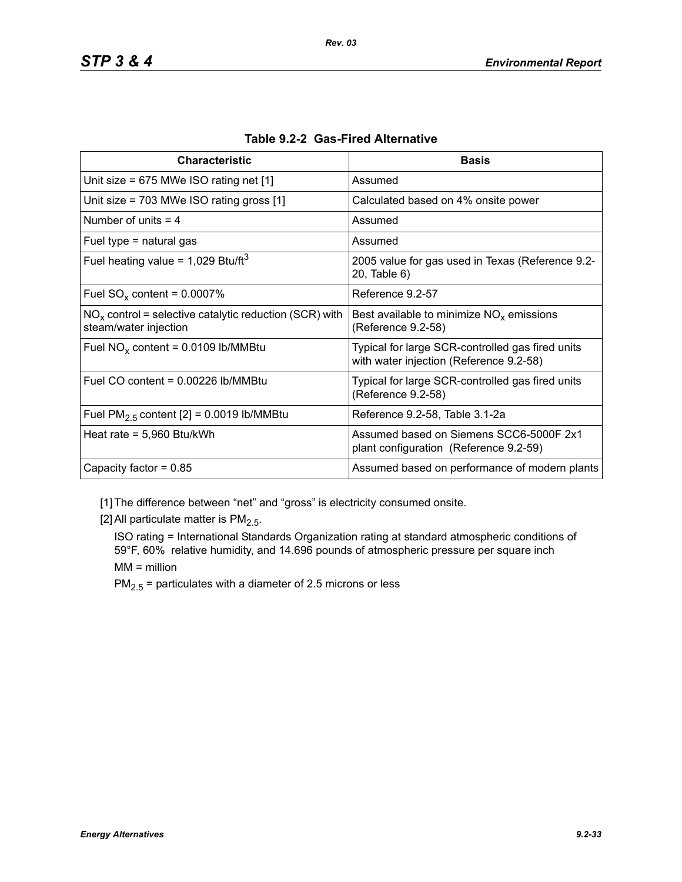**Table 9.2-2 Gas-Fired Alternative**

| Characteristic | Basis |
| --- | --- |
| Unit size = 675 MWe ISO rating net [1] | Assumed |
| Unit size = 703 MWe ISO rating gross [1] | Calculated based on 4% onsite power |
| Number of units = 4 | Assumed |
| Fuel type = natural gas | Assumed |
| Fuel heating value = 1,029 Btu/ft$^3$ | 2005 value for gas used in Texas (Reference 9.2-20, Table 6) |
| Fuel $SO_x$ content = 0.0007% | Reference 9.2-57 |
| $NO_x$ control = selective catalytic reduction (SCR) with steam/water injection | Best available to minimize $NO_x$ emissions (Reference 9.2-58) |
| Fuel $NO_x$ content = 0.0109 lb/MMBtu | Typical for large SCR-controlled gas fired units with water injection (Reference 9.2-58) |
| Fuel CO content = 0.00226 lb/MMBtu | Typical for large SCR-controlled gas fired units (Reference 9.2-58) |
| Fuel $PM_{2.5}$ content [2] = 0.0019 lb/MMBtu | Reference 9.2-58, Table 3.1-2a |
| Heat rate = 5,960 Btu/kWh | Assumed based on Siemens SCC6-5000F 2x1 plant configuration (Reference 9.2-59) |
| Capacity factor = 0.85 | Assumed based on performance of modern plants |

[1] The difference between "net" and "gross" is electricity consumed onsite.

[2] All particulate matter is $PM_{2.5}$.

ISO rating = International Standards Organization rating at standard atmospheric conditions of 59°F, 60% relative humidity, and 14.696 pounds of atmospheric pressure per square inch

MM = million

$PM_{2.5}$ = particulates with a diameter of 2.5 microns or less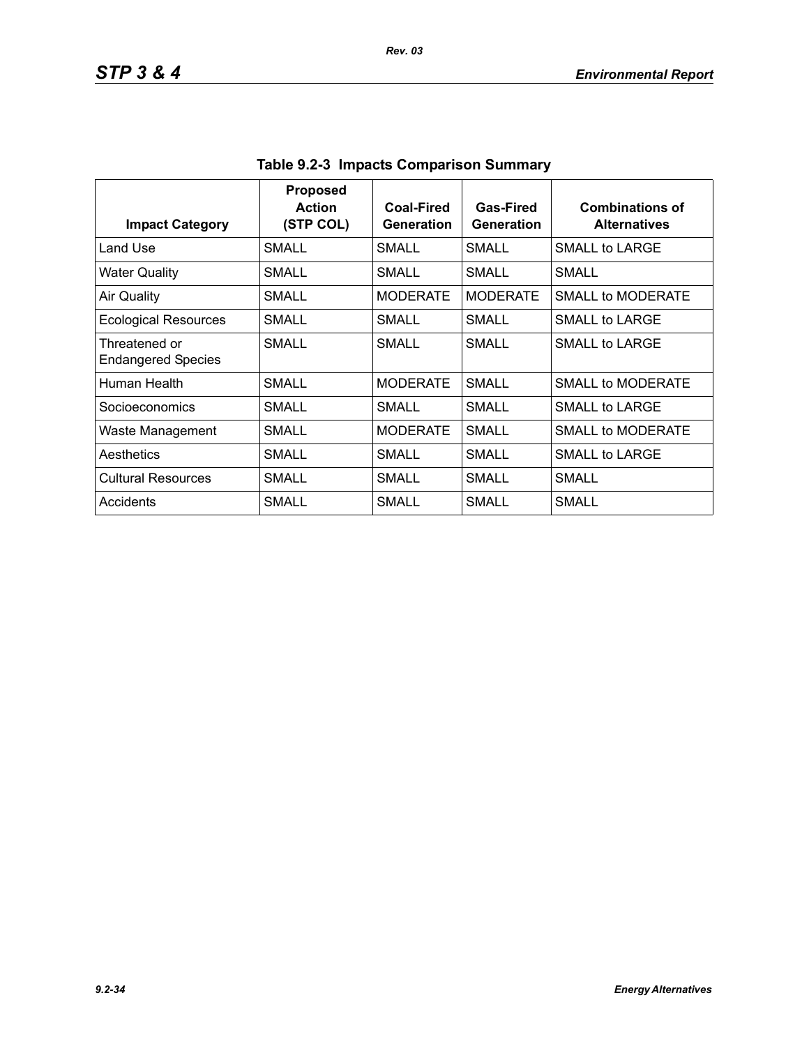**Table 9.2-3 Impacts Comparison Summary**

| Impact Category | Proposed Action (STP COL) | Coal-Fired Generation | Gas-Fired Generation | Combinations of Alternatives |
|---|---|---|---|---|
| Land Use | SMALL | SMALL | SMALL | SMALL to LARGE |
| Water Quality | SMALL | SMALL | SMALL | SMALL |
| Air Quality | SMALL | MODERATE | MODERATE | SMALL to MODERATE |
| Ecological Resources | SMALL | SMALL | SMALL | SMALL to LARGE |
| Threatened or Endangered Species | SMALL | SMALL | SMALL | SMALL to LARGE |
| Human Health | SMALL | MODERATE | SMALL | SMALL to MODERATE |
| Socioeconomics | SMALL | SMALL | SMALL | SMALL to LARGE |
| Waste Management | SMALL | MODERATE | SMALL | SMALL to MODERATE |
| Aesthetics | SMALL | SMALL | SMALL | SMALL to LARGE |
| Cultural Resources | SMALL | SMALL | SMALL | SMALL |
| Accidents | SMALL | SMALL | SMALL | SMALL |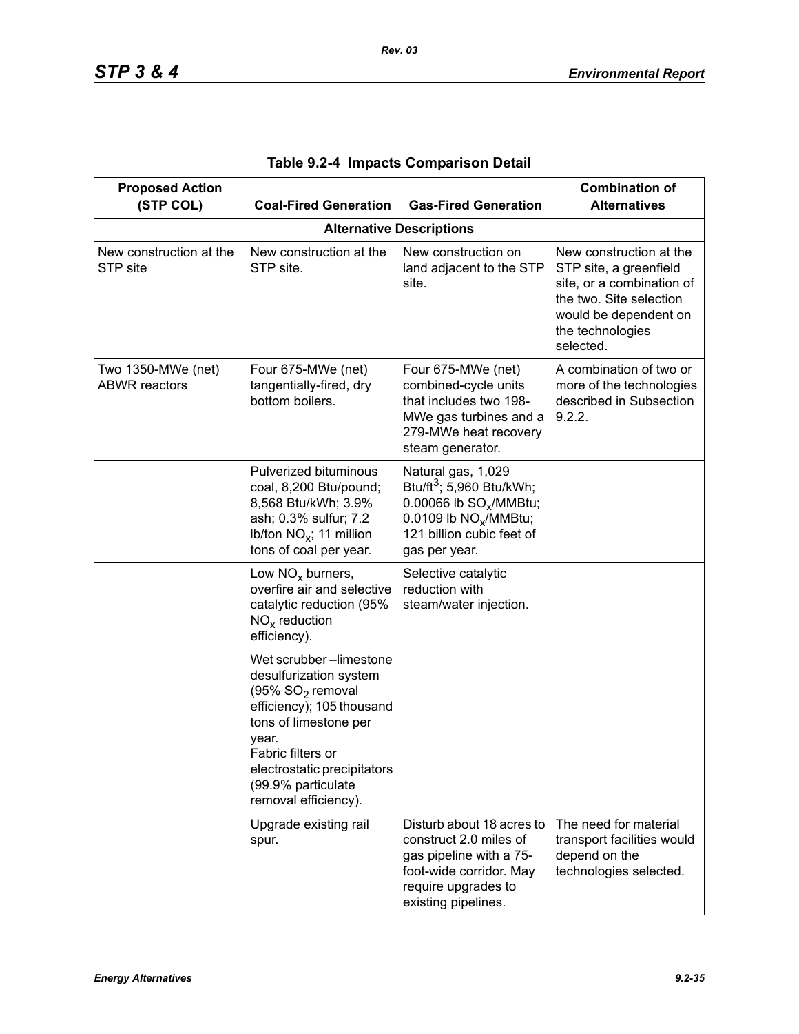**Table 9.2-4 Impacts Comparison Detail**

| Proposed Action (STP COL) | Coal-Fired Generation | Gas-Fired Generation | Combination of Alternatives |
|---|---|---|---|
| **Alternative Descriptions** | | | |
| New construction at the STP site | New construction at the STP site. | New construction on land adjacent to the STP site. | New construction at the STP site, a greenfield site, or a combination of the two. Site selection would be dependent on the technologies selected. |
| Two 1350-MWe (net) ABWR reactors | Four 675-MWe (net) tangentially-fired, dry bottom boilers. | Four 675-MWe (net) combined-cycle units that includes two 198-MWe gas turbines and a 279-MWe heat recovery steam generator. | A combination of two or more of the technologies described in Subsection 9.2.2. |
| | Pulverized bituminous coal, 8,200 Btu/pound; 8,568 Btu/kWh; 3.9% ash; 0.3% sulfur; 7.2 lb/ton $NO_x$; 11 million tons of coal per year. | Natural gas, 1,029 Btu/ft$^3$; 5,960 Btu/kWh; 0.00066 lb $SO_x$/MMBtu; 0.0109 lb $NO_x$/MMBtu; 121 billion cubic feet of gas per year. | |
| | Low $NO_x$ burners, overfire air and selective catalytic reduction (95% $NO_x$ reduction efficiency). | Selective catalytic reduction with steam/water injection. | |
| | Wet scrubber –limestone desulfurization system (95% $SO_2$ removal efficiency); 105 thousand tons of limestone per year.<br>Fabric filters or electrostatic precipitators (99.9% particulate removal efficiency). | | |
| | Upgrade existing rail spur. | Disturb about 18 acres to construct 2.0 miles of gas pipeline with a 75-foot-wide corridor. May require upgrades to existing pipelines. | The need for material transport facilities would depend on the technologies selected. |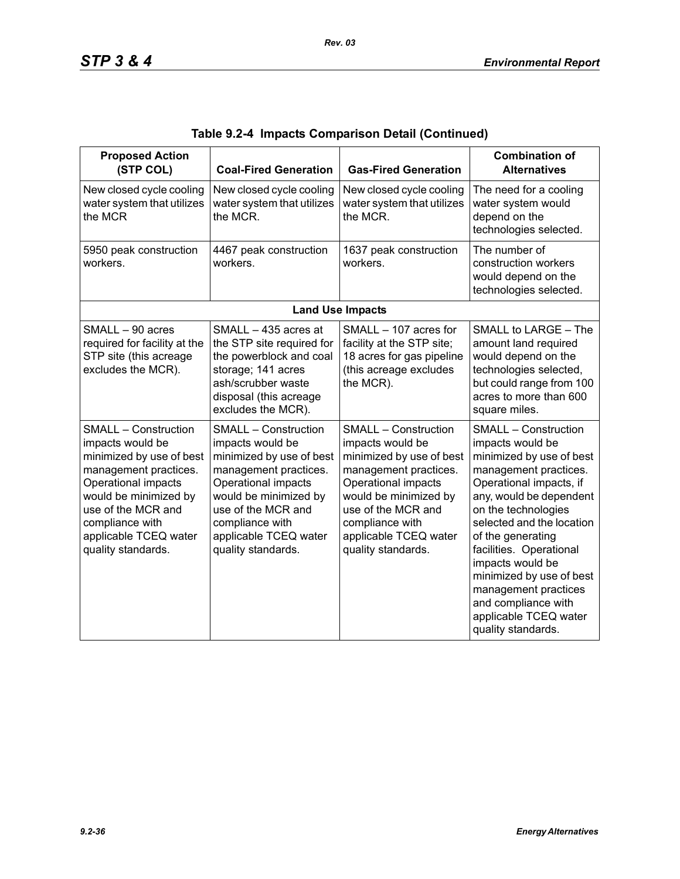**Table 9.2-4 Impacts Comparison Detail (Continued)**

| Proposed Action (STP COL) | Coal-Fired Generation | Gas-Fired Generation | Combination of Alternatives |
|---|---|---|---|
| New closed cycle cooling water system that utilizes the MCR | New closed cycle cooling water system that utilizes the MCR. | New closed cycle cooling water system that utilizes the MCR. | The need for a cooling water system would depend on the technologies selected. |
| 5950 peak construction workers. | 4467 peak construction workers. | 1637 peak construction workers. | The number of construction workers would depend on the technologies selected. |
| **Land Use Impacts** | | | |
| SMALL – 90 acres required for facility at the STP site (this acreage excludes the MCR). | SMALL – 435 acres at the STP site required for the powerblock and coal storage; 141 acres ash/scrubber waste disposal (this acreage excludes the MCR). | SMALL – 107 acres for facility at the STP site; 18 acres for gas pipeline (this acreage excludes the MCR). | SMALL to LARGE – The amount land required would depend on the technologies selected, but could range from 100 acres to more than 600 square miles. |
| SMALL – Construction impacts would be minimized by use of best management practices. Operational impacts would be minimized by use of the MCR and compliance with applicable TCEQ water quality standards. | SMALL – Construction impacts would be minimized by use of best management practices. Operational impacts would be minimized by use of the MCR and compliance with applicable TCEQ water quality standards. | SMALL – Construction impacts would be minimized by use of best management practices. Operational impacts would be minimized by use of the MCR and compliance with applicable TCEQ water quality standards. | SMALL – Construction impacts would be minimized by use of best management practices. Operational impacts, if any, would be dependent on the technologies selected and the location of the generating facilities. Operational impacts would be minimized by use of best management practices and compliance with applicable TCEQ water quality standards. |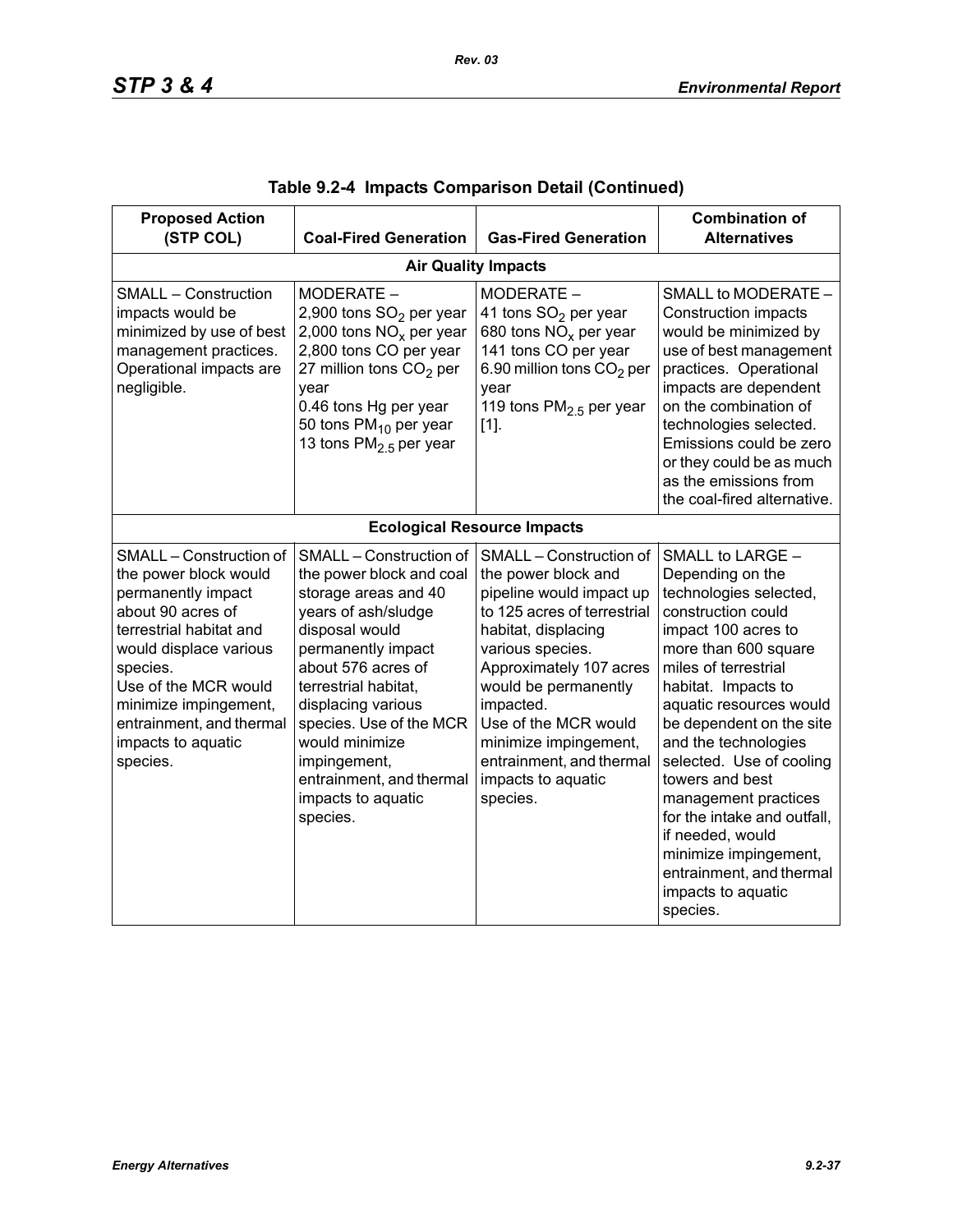**Table 9.2-4 Impacts Comparison Detail (Continued)**

| Proposed Action (STP COL) | Coal-Fired Generation | Gas-Fired Generation | Combination of Alternatives |
|---|---|---|---|
| **Air Quality Impacts** | | | |
| SMALL – Construction impacts would be minimized by use of best management practices. Operational impacts are negligible. | MODERATE – 2,900 tons $SO_2$ per year 2,000 tons $NO_x$ per year 2,800 tons CO per year 27 million tons $CO_2$ per year 0.46 tons Hg per year 50 tons $PM_{10}$ per year 13 tons $PM_{2.5}$ per year | MODERATE – 41 tons $SO_2$ per year 680 tons $NO_x$ per year 141 tons CO per year 6.90 million tons $CO_2$ per year 119 tons $PM_{2.5}$ per year [1]. | SMALL to MODERATE – Construction impacts would be minimized by use of best management practices. Operational impacts are dependent on the combination of technologies selected. Emissions could be zero or they could be as much as the emissions from the coal-fired alternative. |
| **Ecological Resource Impacts** | | | |
| SMALL – Construction of the power block would permanently impact about 90 acres of terrestrial habitat and would displace various species. Use of the MCR would minimize impingement, entrainment, and thermal impacts to aquatic species. | SMALL – Construction of the power block and coal storage areas and 40 years of ash/sludge disposal would permanently impact about 576 acres of terrestrial habitat, displacing various species. Use of the MCR would minimize impingement, entrainment, and thermal impacts to aquatic species. | SMALL – Construction of the power block and pipeline would impact up to 125 acres of terrestrial habitat, displacing various species. Approximately 107 acres would be permanently impacted. Use of the MCR would minimize impingement, entrainment, and thermal impacts to aquatic species. | SMALL to LARGE – Depending on the technologies selected, construction could impact 100 acres to more than 600 square miles of terrestrial habitat. Impacts to aquatic resources would be dependent on the site and the technologies selected. Use of cooling towers and best management practices for the intake and outfall, if needed, would minimize impingement, entrainment, and thermal impacts to aquatic species. |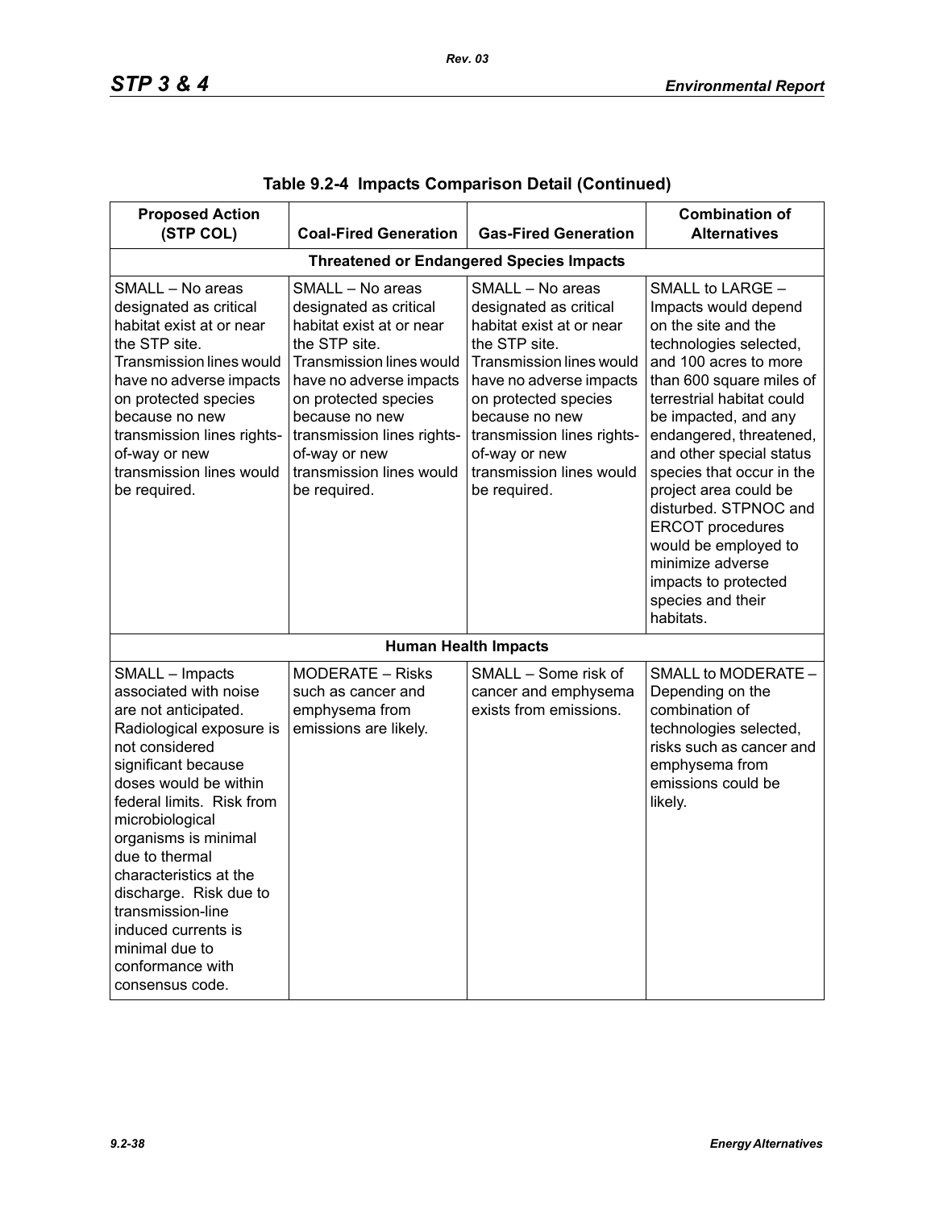**Table 9.2-4 Impacts Comparison Detail (Continued)**

| Proposed Action (STP COL) | Coal-Fired Generation | Gas-Fired Generation | Combination of Alternatives |
|---|---|---|---|
| **Threatened or Endangered Species Impacts** | | | |
| SMALL – No areas designated as critical habitat exist at or near the STP site. Transmission lines would have no adverse impacts on protected species because no new transmission lines rights-of-way or new transmission lines would be required. | SMALL – No areas designated as critical habitat exist at or near the STP site. Transmission lines would have no adverse impacts on protected species because no new transmission lines rights-of-way or new transmission lines would be required. | SMALL – No areas designated as critical habitat exist at or near the STP site. Transmission lines would have no adverse impacts on protected species because no new transmission lines rights-of-way or new transmission lines would be required. | SMALL to LARGE – Impacts would depend on the site and the technologies selected, and 100 acres to more than 600 square miles of terrestrial habitat could be impacted, and any endangered, threatened, and other special status species that occur in the project area could be disturbed. STPNOC and ERCOT procedures would be employed to minimize adverse impacts to protected species and their habitats. |
| **Human Health Impacts** | | | |
| SMALL – Impacts associated with noise are not anticipated. Radiological exposure is not considered significant because doses would be within federal limits. Risk from microbiological organisms is minimal due to thermal characteristics at the discharge. Risk due to transmission-line induced currents is minimal due to conformance with consensus code. | MODERATE – Risks such as cancer and emphysema from emissions are likely. | SMALL – Some risk of cancer and emphysema exists from emissions. | SMALL to MODERATE – Depending on the combination of technologies selected, risks such as cancer and emphysema from emissions could be likely. |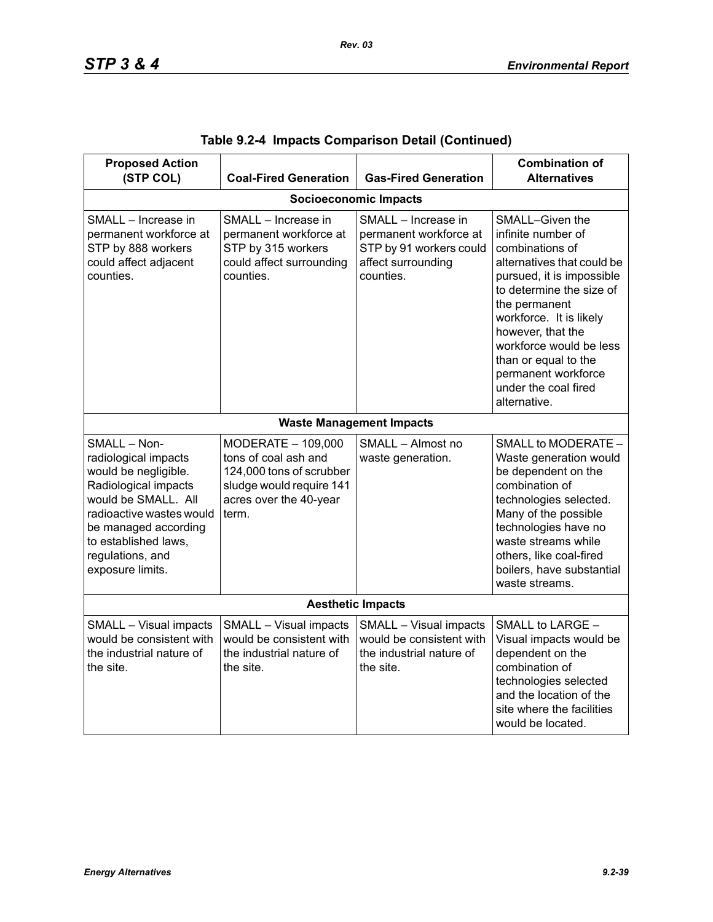**Table 9.2-4 Impacts Comparison Detail (Continued)**

| Proposed Action (STP COL) | Coal-Fired Generation | Gas-Fired Generation | Combination of Alternatives |
|---|---|---|---|
| **Socioeconomic Impacts** | | | |
| SMALL – Increase in permanent workforce at STP by 888 workers could affect adjacent counties. | SMALL – Increase in permanent workforce at STP by 315 workers could affect surrounding counties. | SMALL – Increase in permanent workforce at STP by 91 workers could affect surrounding counties. | SMALL–Given the infinite number of combinations of alternatives that could be pursued, it is impossible to determine the size of the permanent workforce. It is likely however, that the workforce would be less than or equal to the permanent workforce under the coal fired alternative. |
| **Waste Management Impacts** | | | |
| SMALL – Non-radiological impacts would be negligible. Radiological impacts would be SMALL. All radioactive wastes would be managed according to established laws, regulations, and exposure limits. | MODERATE – 109,000 tons of coal ash and 124,000 tons of scrubber sludge would require 141 acres over the 40-year term. | SMALL – Almost no waste generation. | SMALL to MODERATE – Waste generation would be dependent on the combination of technologies selected. Many of the possible technologies have no waste streams while others, like coal-fired boilers, have substantial waste streams. |
| **Aesthetic Impacts** | | | |
| SMALL – Visual impacts would be consistent with the industrial nature of the site. | SMALL – Visual impacts would be consistent with the industrial nature of the site. | SMALL – Visual impacts would be consistent with the industrial nature of the site. | SMALL to LARGE – Visual impacts would be dependent on the combination of technologies selected and the location of the site where the facilities would be located. |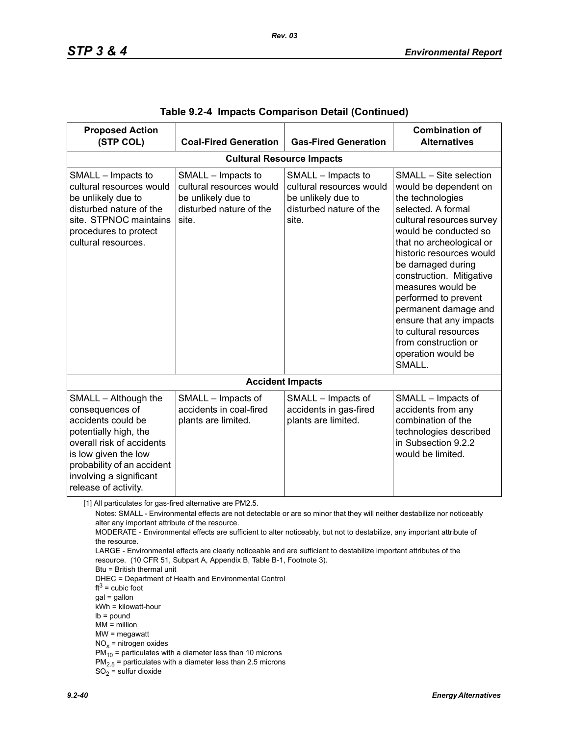**Table 9.2-4 Impacts Comparison Detail (Continued)**

| Proposed Action (STP COL) | Coal-Fired Generation | Gas-Fired Generation | Combination of Alternatives |
|---|---|---|---|
| **Cultural Resource Impacts** | | | |
| SMALL – Impacts to cultural resources would be unlikely due to disturbed nature of the site. STPNOC maintains procedures to protect cultural resources. | SMALL – Impacts to cultural resources would be unlikely due to disturbed nature of the site. | SMALL – Impacts to cultural resources would be unlikely due to disturbed nature of the site. | SMALL – Site selection would be dependent on the technologies selected. A formal cultural resources survey would be conducted so that no archeological or historic resources would be damaged during construction. Mitigative measures would be performed to prevent permanent damage and ensure that any impacts to cultural resources from construction or operation would be SMALL. |
| **Accident Impacts** | | | |
| SMALL – Although the consequences of accidents could be potentially high, the overall risk of accidents is low given the low probability of an accident involving a significant release of activity. | SMALL – Impacts of accidents in coal-fired plants are limited. | SMALL – Impacts of accidents in gas-fired plants are limited. | SMALL – Impacts of accidents from any combination of the technologies described in Subsection 9.2.2 would be limited. |

[1] All particulates for gas-fired alternative are PM2.5.

Notes: SMALL - Environmental effects are not detectable or are so minor that they will neither destabilize nor noticeably alter any important attribute of the resource.

MODERATE - Environmental effects are sufficient to alter noticeably, but not to destabilize, any important attribute of the resource.

LARGE - Environmental effects are clearly noticeable and are sufficient to destabilize important attributes of the resource. (10 CFR 51, Subpart A, Appendix B, Table B-1, Footnote 3).

Btu = British thermal unit

DHEC = Department of Health and Environmental Control

$ft^3$ = cubic foot

gal = gallon

kWh = kilowatt-hour

lb = pound

MM = million

MW = megawatt

$NO_x$ = nitrogen oxides

$PM_{10}$ = particulates with a diameter less than 10 microns

$PM_{2.5}$ = particulates with a diameter less than 2.5 microns

$SO_2$ = sulfur dioxide